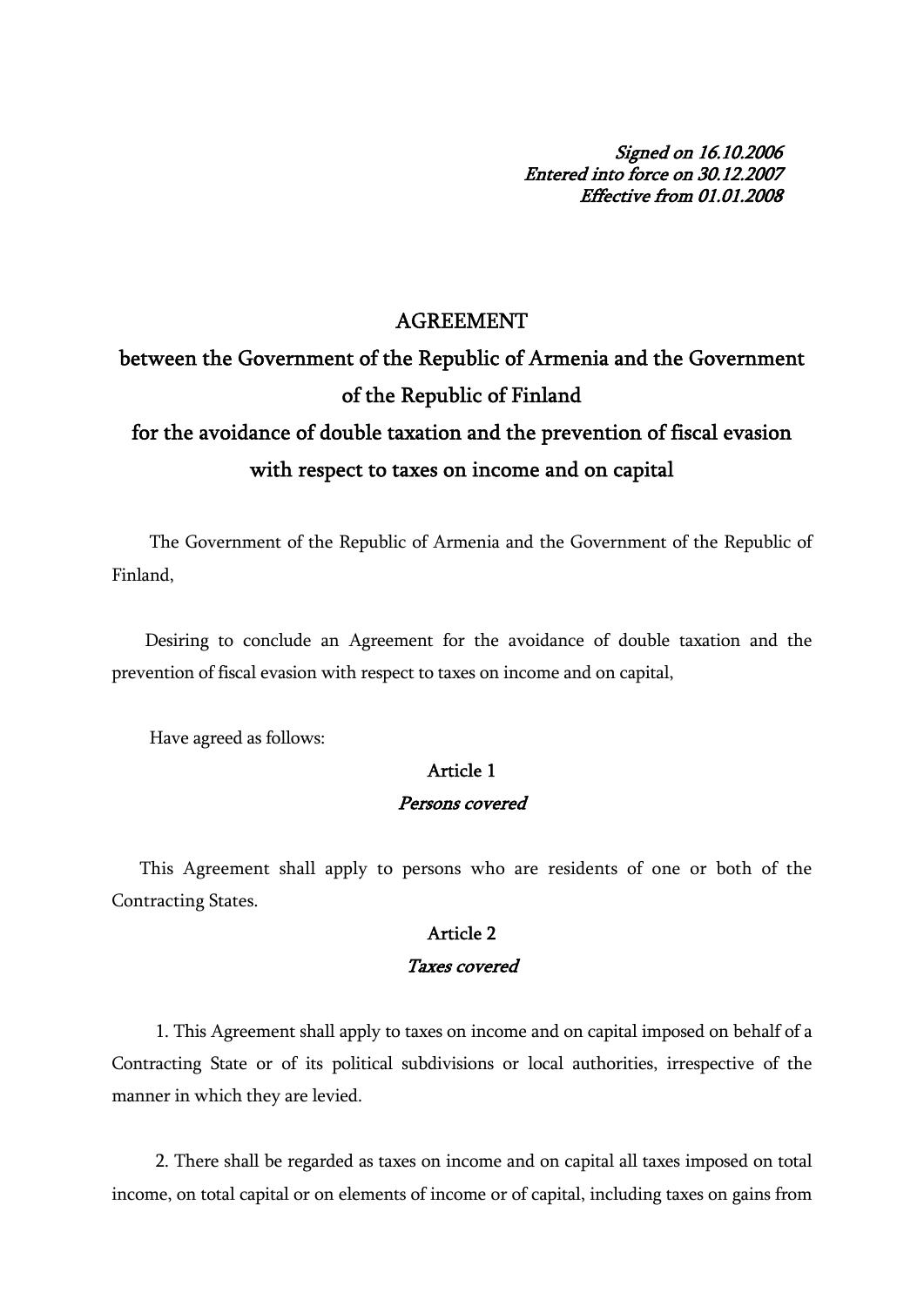*Signed on 16.10.2006*
*Entered into force on 30.12.2007*
*Effective from 01.01.2008*

# AGREEMENT
## between the Government of the Republic of Armenia and the Government of the Republic of Finland
## for the avoidance of double taxation and the prevention of fiscal evasion with respect to taxes on income and on capital

The Government of the Republic of Armenia and the Government of the Republic of Finland,

Desiring to conclude an Agreement for the avoidance of double taxation and the prevention of fiscal evasion with respect to taxes on income and on capital,

Have agreed as follows:

### Article 1
*Persons covered*

This Agreement shall apply to persons who are residents of one or both of the Contracting States.

### Article 2
*Taxes covered*

1. This Agreement shall apply to taxes on income and on capital imposed on behalf of a Contracting State or of its political subdivisions or local authorities, irrespective of the manner in which they are levied.

2. There shall be regarded as taxes on income and on capital all taxes imposed on total income, on total capital or on elements of income or of capital, including taxes on gains from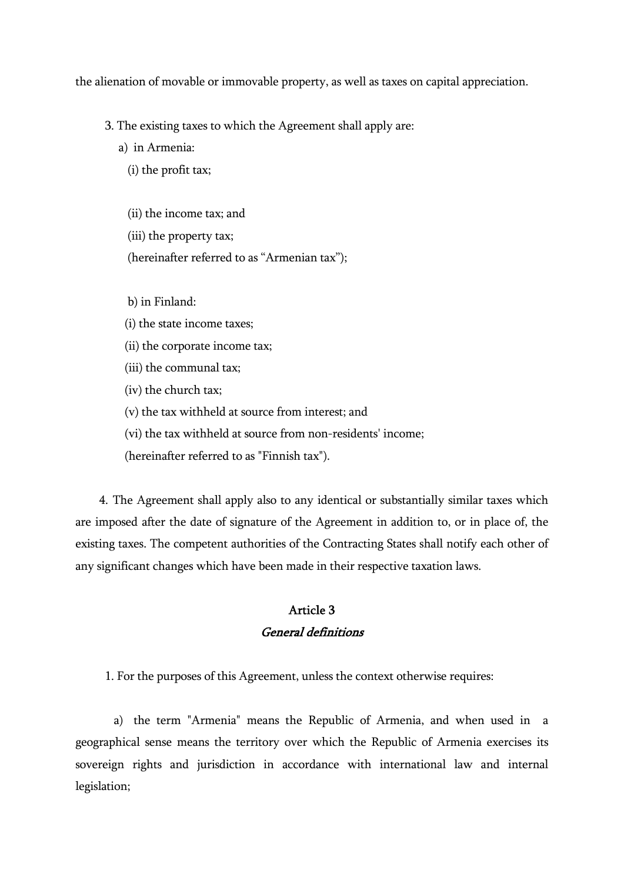the alienation of movable or immovable property, as well as taxes on capital appreciation.

3. The existing taxes to which the Agreement shall apply are:

a) in Armenia:

(i) the profit tax;

(ii) the income tax; and

(iii) the property tax;

(hereinafter referred to as “Armenian tax”);

b) in Finland:

(i) the state income taxes;

(ii) the corporate income tax;

(iii) the communal tax;

(iv) the church tax;

(v) the tax withheld at source from interest; and

(vi) the tax withheld at source from non-residents' income;

(hereinafter referred to as "Finnish tax").

4. The Agreement shall apply also to any identical or substantially similar taxes which are imposed after the date of signature of the Agreement in addition to, or in place of, the existing taxes. The competent authorities of the Contracting States shall notify each other of any significant changes which have been made in their respective taxation laws.

## Article 3

### *General definitions*

1. For the purposes of this Agreement, unless the context otherwise requires:

a) the term "Armenia" means the Republic of Armenia, and when used in a geographical sense means the territory over which the Republic of Armenia exercises its sovereign rights and jurisdiction in accordance with international law and internal legislation;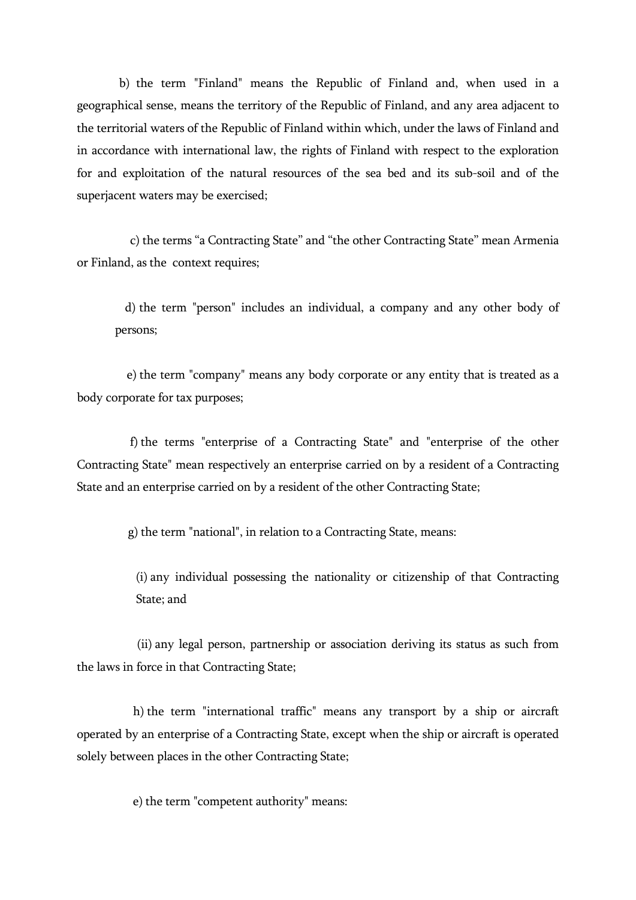b) the term "Finland" means the Republic of Finland and, when used in a geographical sense, means the territory of the Republic of Finland, and any area adjacent to the territorial waters of the Republic of Finland within which, under the laws of Finland and in accordance with international law, the rights of Finland with respect to the exploration for and exploitation of the natural resources of the sea bed and its sub-soil and of the superjacent waters may be exercised;

c) the terms "a Contracting State" and "the other Contracting State" mean Armenia or Finland, as the context requires;

d) the term "person" includes an individual, a company and any other body of persons;

e) the term "company" means any body corporate or any entity that is treated as a body corporate for tax purposes;

f) the terms "enterprise of a Contracting State" and "enterprise of the other Contracting State" mean respectively an enterprise carried on by a resident of a Contracting State and an enterprise carried on by a resident of the other Contracting State;

g) the term "national", in relation to a Contracting State, means:

(i) any individual possessing the nationality or citizenship of that Contracting State; and

(ii) any legal person, partnership or association deriving its status as such from the laws in force in that Contracting State;

h) the term "international traffic" means any transport by a ship or aircraft operated by an enterprise of a Contracting State, except when the ship or aircraft is operated solely between places in the other Contracting State;

e) the term "competent authority" means: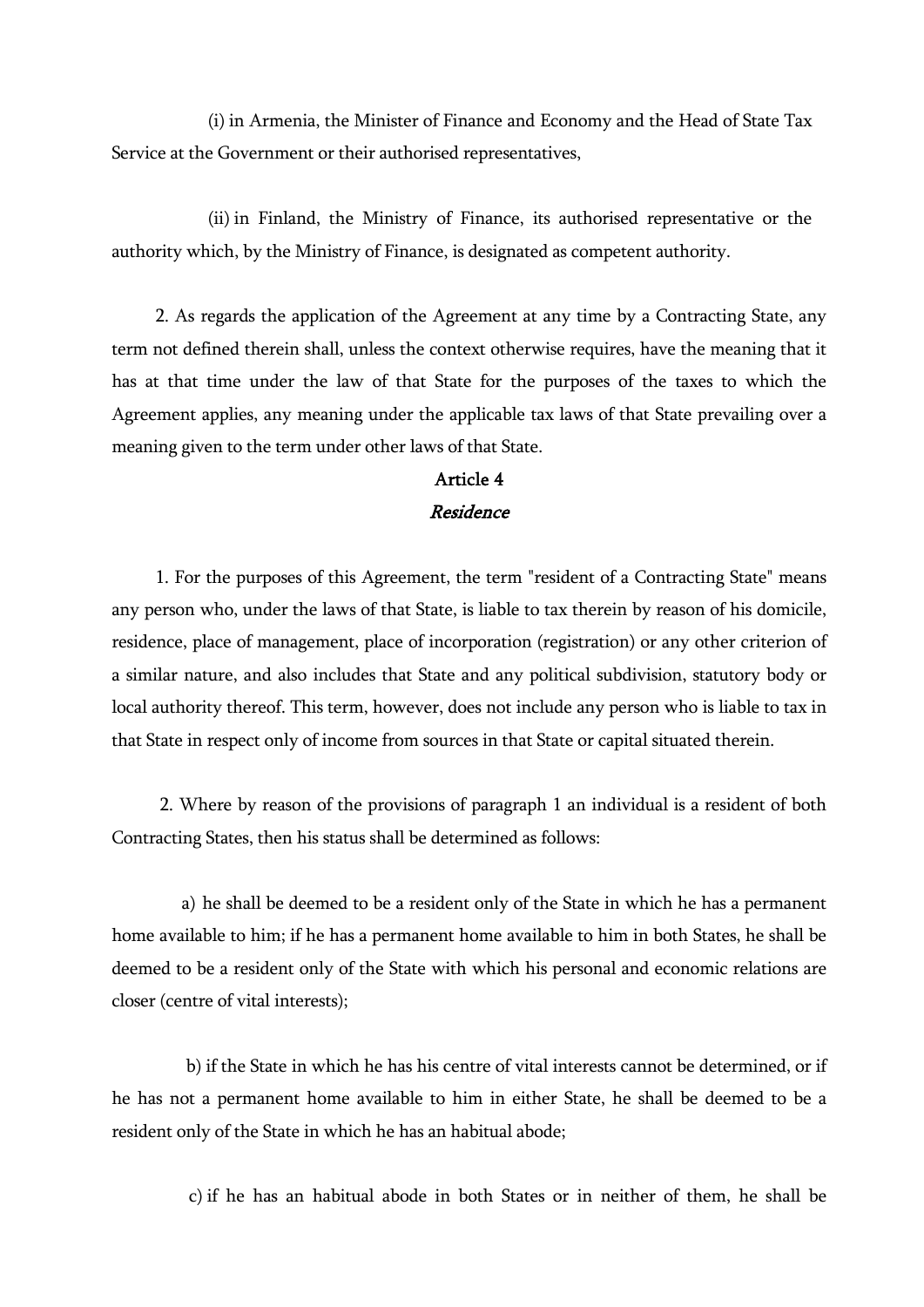(i) in Armenia, the Minister of Finance and Economy and the Head of State Tax Service at the Government or their authorised representatives,

(ii) in Finland, the Ministry of Finance, its authorised representative or the authority which, by the Ministry of Finance, is designated as competent authority.

2. As regards the application of the Agreement at any time by a Contracting State, any term not defined therein shall, unless the context otherwise requires, have the meaning that it has at that time under the law of that State for the purposes of the taxes to which the Agreement applies, any meaning under the applicable tax laws of that State prevailing over a meaning given to the term under other laws of that State.

## Article 4
### *Residence*

1. For the purposes of this Agreement, the term "resident of a Contracting State" means any person who, under the laws of that State, is liable to tax therein by reason of his domicile, residence, place of management, place of incorporation (registration) or any other criterion of a similar nature, and also includes that State and any political subdivision, statutory body or local authority thereof. This term, however, does not include any person who is liable to tax in that State in respect only of income from sources in that State or capital situated therein.

2. Where by reason of the provisions of paragraph 1 an individual is a resident of both Contracting States, then his status shall be determined as follows:

a) he shall be deemed to be a resident only of the State in which he has a permanent home available to him; if he has a permanent home available to him in both States, he shall be deemed to be a resident only of the State with which his personal and economic relations are closer (centre of vital interests);

b) if the State in which he has his centre of vital interests cannot be determined, or if he has not a permanent home available to him in either State, he shall be deemed to be a resident only of the State in which he has an habitual abode;

c) if he has an habitual abode in both States or in neither of them, he shall be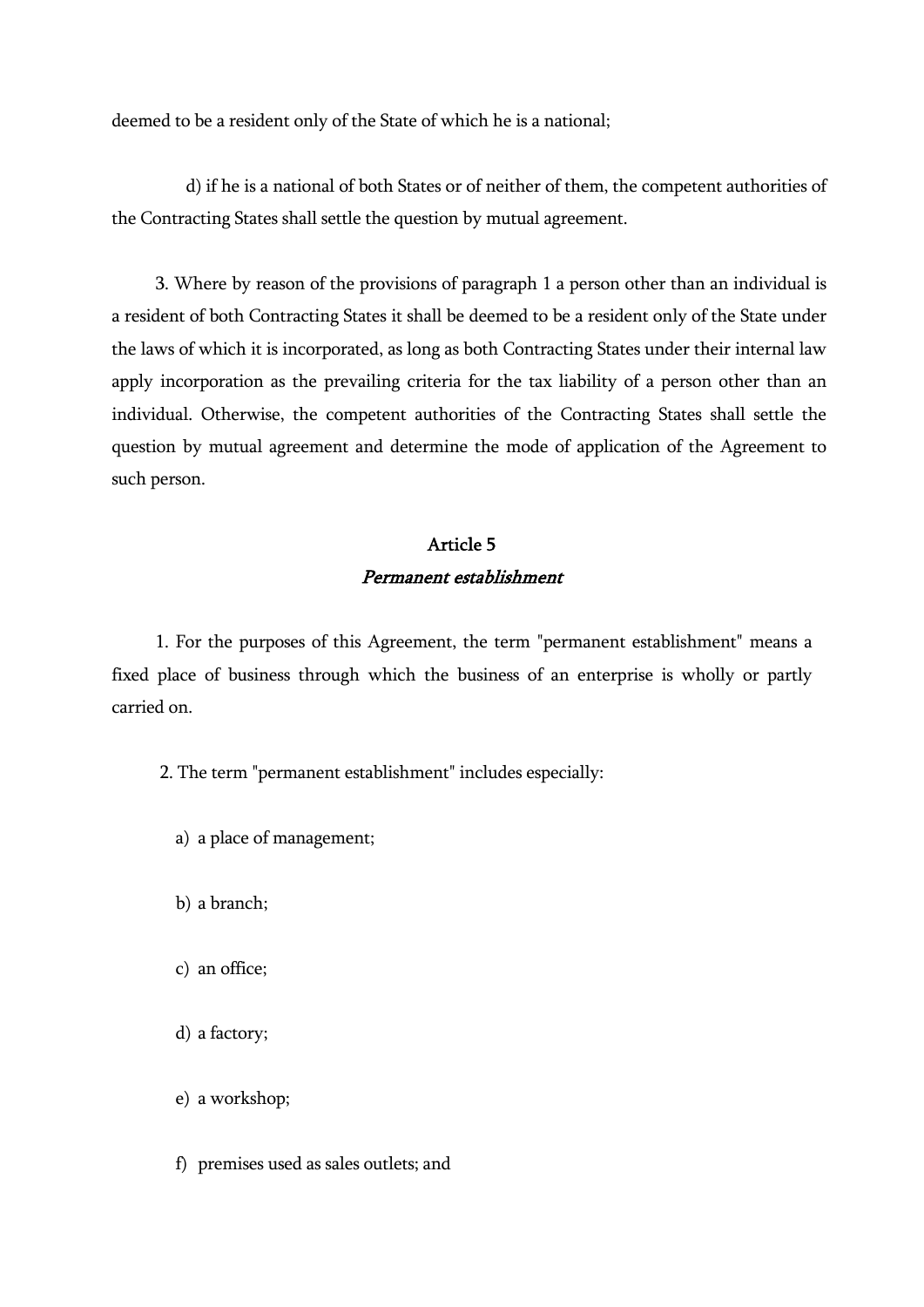deemed to be a resident only of the State of which he is a national;

d) if he is a national of both States or of neither of them, the competent authorities of the Contracting States shall settle the question by mutual agreement.

3. Where by reason of the provisions of paragraph 1 a person other than an individual is a resident of both Contracting States it shall be deemed to be a resident only of the State under the laws of which it is incorporated, as long as both Contracting States under their internal law apply incorporation as the prevailing criteria for the tax liability of a person other than an individual. Otherwise, the competent authorities of the Contracting States shall settle the question by mutual agreement and determine the mode of application of the Agreement to such person.

## Article 5
### *Permanent establishment*

1. For the purposes of this Agreement, the term "permanent establishment" means a fixed place of business through which the business of an enterprise is wholly or partly carried on.

2. The term "permanent establishment" includes especially:

a) a place of management;

b) a branch;

c) an office;

d) a factory;

e) a workshop;

f) premises used as sales outlets; and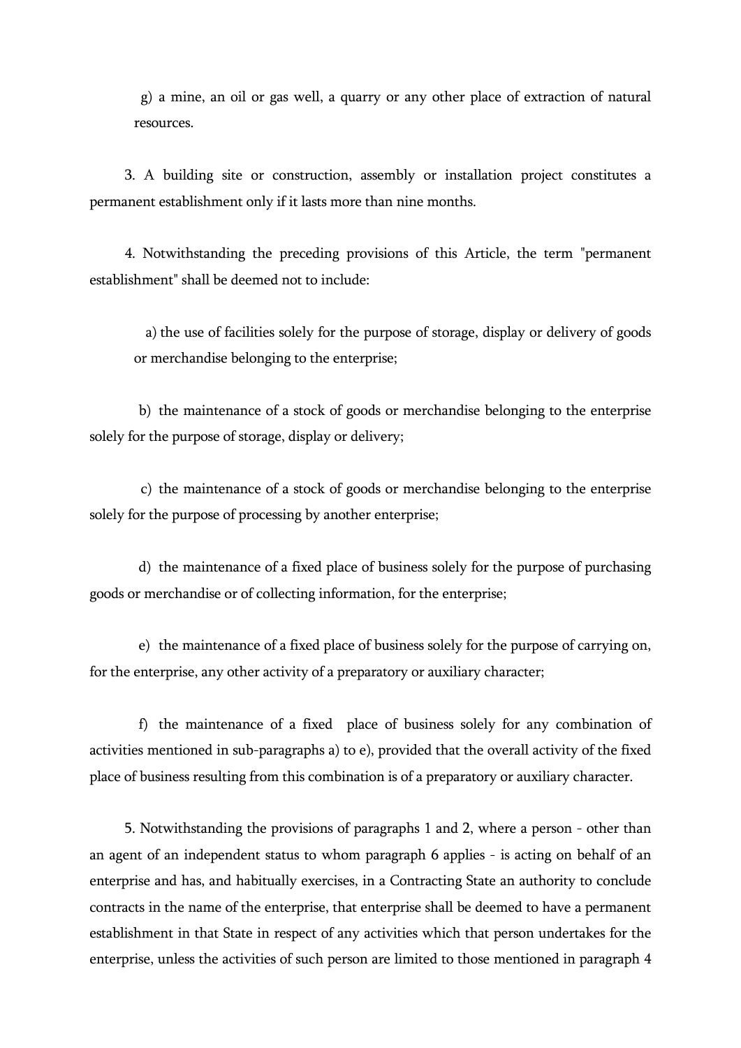g) a mine, an oil or gas well, a quarry or any other place of extraction of natural resources.

3. A building site or construction, assembly or installation project constitutes a permanent establishment only if it lasts more than nine months.

4. Notwithstanding the preceding provisions of this Article, the term "permanent establishment" shall be deemed not to include:

a) the use of facilities solely for the purpose of storage, display or delivery of goods or merchandise belonging to the enterprise;

b) the maintenance of a stock of goods or merchandise belonging to the enterprise solely for the purpose of storage, display or delivery;

c) the maintenance of a stock of goods or merchandise belonging to the enterprise solely for the purpose of processing by another enterprise;

d) the maintenance of a fixed place of business solely for the purpose of purchasing goods or merchandise or of collecting information, for the enterprise;

e) the maintenance of a fixed place of business solely for the purpose of carrying on, for the enterprise, any other activity of a preparatory or auxiliary character;

f) the maintenance of a fixed place of business solely for any combination of activities mentioned in sub-paragraphs a) to e), provided that the overall activity of the fixed place of business resulting from this combination is of a preparatory or auxiliary character.

5. Notwithstanding the provisions of paragraphs 1 and 2, where a person - other than an agent of an independent status to whom paragraph 6 applies - is acting on behalf of an enterprise and has, and habitually exercises, in a Contracting State an authority to conclude contracts in the name of the enterprise, that enterprise shall be deemed to have a permanent establishment in that State in respect of any activities which that person undertakes for the enterprise, unless the activities of such person are limited to those mentioned in paragraph 4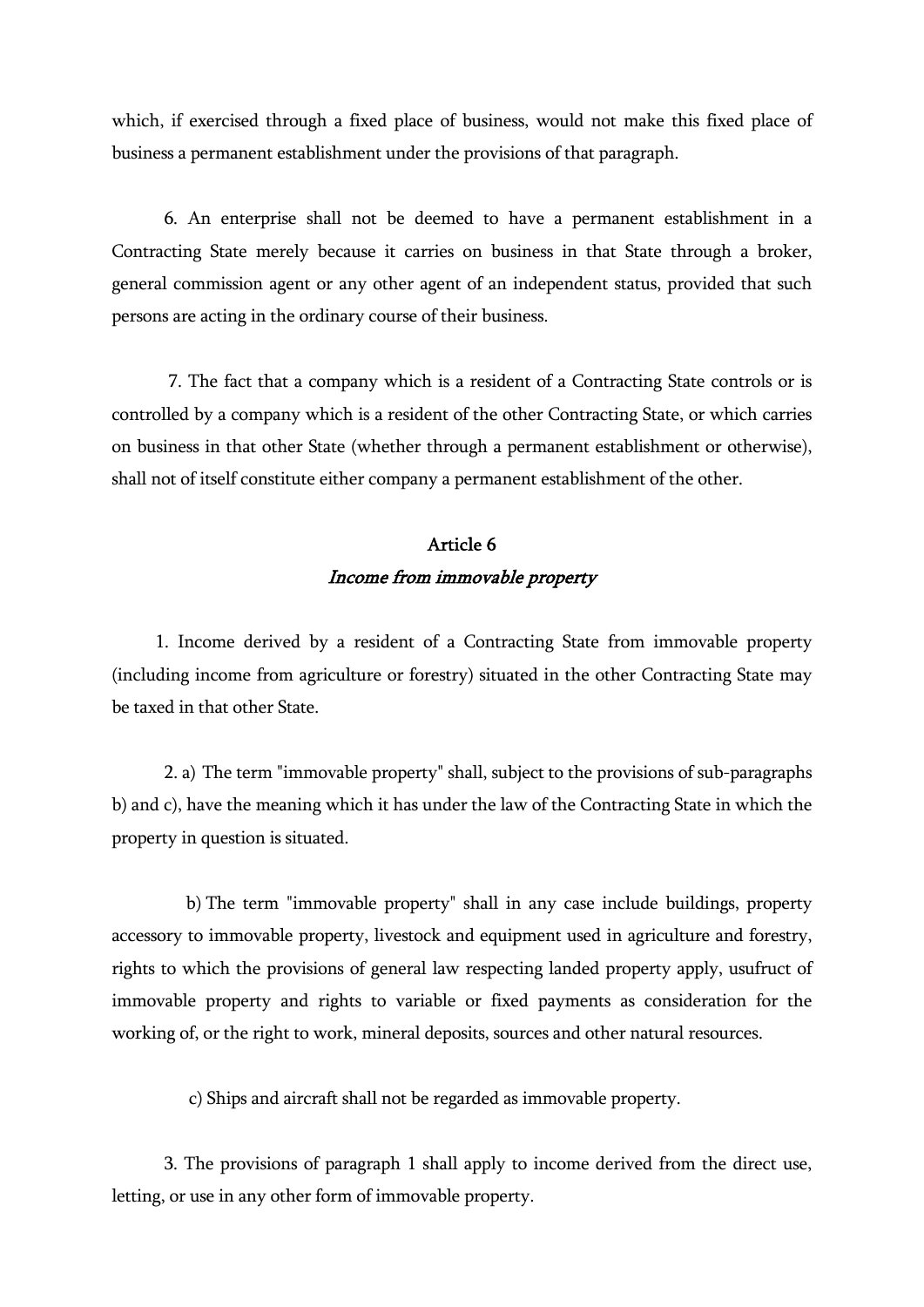which, if exercised through a fixed place of business, would not make this fixed place of business a permanent establishment under the provisions of that paragraph.

6. An enterprise shall not be deemed to have a permanent establishment in a Contracting State merely because it carries on business in that State through a broker, general commission agent or any other agent of an independent status, provided that such persons are acting in the ordinary course of their business.

7. The fact that a company which is a resident of a Contracting State controls or is controlled by a company which is a resident of the other Contracting State, or which carries on business in that other State (whether through a permanent establishment or otherwise), shall not of itself constitute either company a permanent establishment of the other.

## Article 6
### *Income from immovable property*

1. Income derived by a resident of a Contracting State from immovable property (including income from agriculture or forestry) situated in the other Contracting State may be taxed in that other State.

2. a) The term "immovable property" shall, subject to the provisions of sub-paragraphs b) and c), have the meaning which it has under the law of the Contracting State in which the property in question is situated.

b) The term "immovable property" shall in any case include buildings, property accessory to immovable property, livestock and equipment used in agriculture and forestry, rights to which the provisions of general law respecting landed property apply, usufruct of immovable property and rights to variable or fixed payments as consideration for the working of, or the right to work, mineral deposits, sources and other natural resources.

c) Ships and aircraft shall not be regarded as immovable property.

3. The provisions of paragraph 1 shall apply to income derived from the direct use, letting, or use in any other form of immovable property.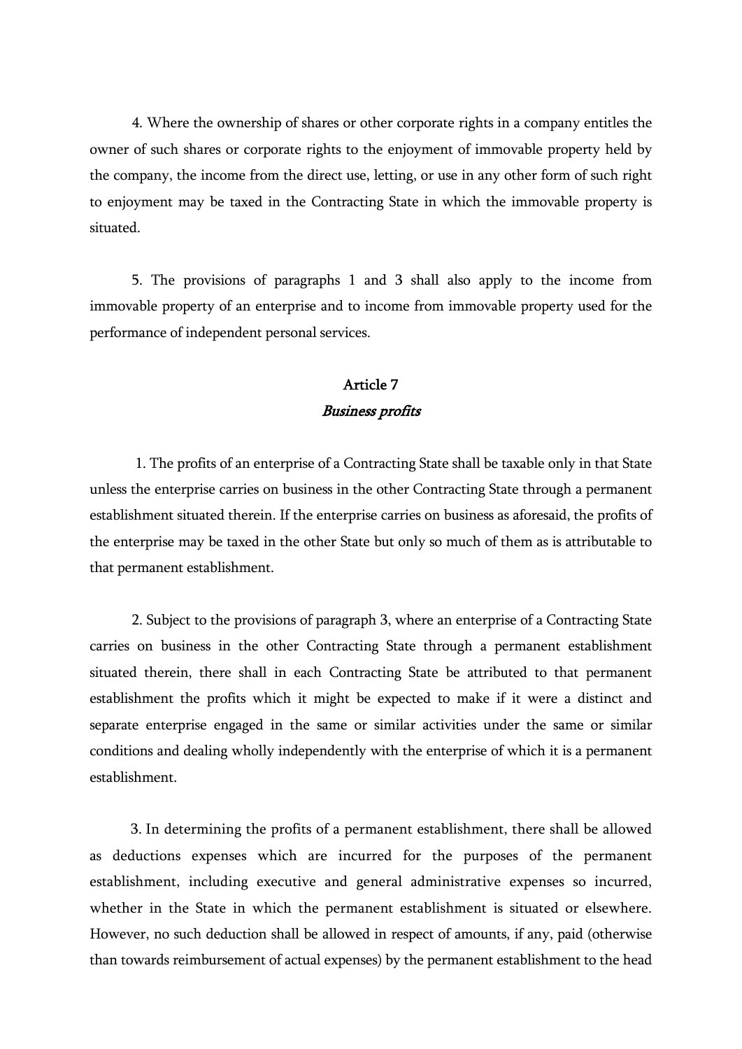4. Where the ownership of shares or other corporate rights in a company entitles the owner of such shares or corporate rights to the enjoyment of immovable property held by the company, the income from the direct use, letting, or use in any other form of such right to enjoyment may be taxed in the Contracting State in which the immovable property is situated.

5. The provisions of paragraphs 1 and 3 shall also apply to the income from immovable property of an enterprise and to income from immovable property used for the performance of independent personal services.

## Article 7
### *Business profits*

1. The profits of an enterprise of a Contracting State shall be taxable only in that State unless the enterprise carries on business in the other Contracting State through a permanent establishment situated therein. If the enterprise carries on business as aforesaid, the profits of the enterprise may be taxed in the other State but only so much of them as is attributable to that permanent establishment.

2. Subject to the provisions of paragraph 3, where an enterprise of a Contracting State carries on business in the other Contracting State through a permanent establishment situated therein, there shall in each Contracting State be attributed to that permanent establishment the profits which it might be expected to make if it were a distinct and separate enterprise engaged in the same or similar activities under the same or similar conditions and dealing wholly independently with the enterprise of which it is a permanent establishment.

3. In determining the profits of a permanent establishment, there shall be allowed as deductions expenses which are incurred for the purposes of the permanent establishment, including executive and general administrative expenses so incurred, whether in the State in which the permanent establishment is situated or elsewhere. However, no such deduction shall be allowed in respect of amounts, if any, paid (otherwise than towards reimbursement of actual expenses) by the permanent establishment to the head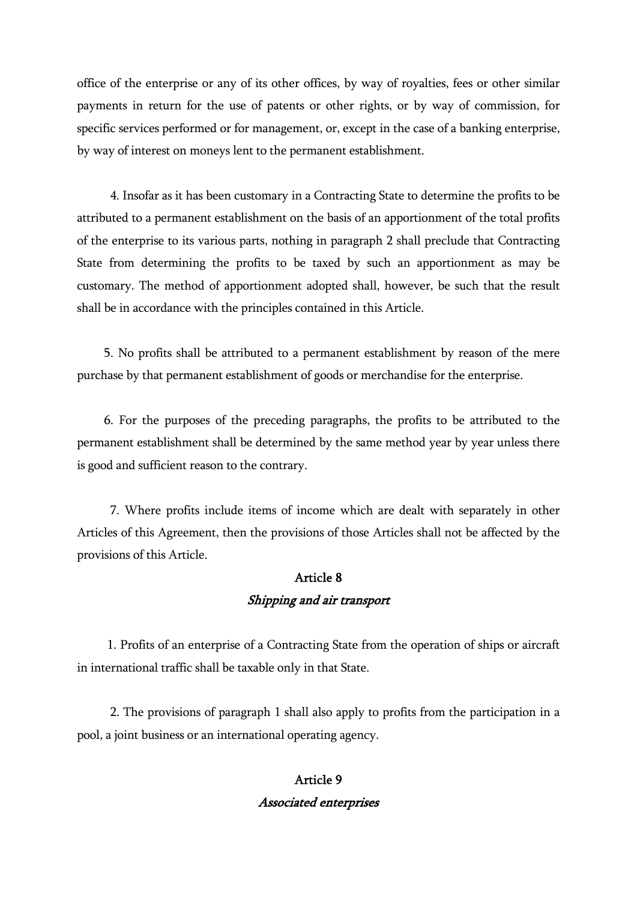office of the enterprise or any of its other offices, by way of royalties, fees or other similar payments in return for the use of patents or other rights, or by way of commission, for specific services performed or for management, or, except in the case of a banking enterprise, by way of interest on moneys lent to the permanent establishment.

4. Insofar as it has been customary in a Contracting State to determine the profits to be attributed to a permanent establishment on the basis of an apportionment of the total profits of the enterprise to its various parts, nothing in paragraph 2 shall preclude that Contracting State from determining the profits to be taxed by such an apportionment as may be customary. The method of apportionment adopted shall, however, be such that the result shall be in accordance with the principles contained in this Article.

5. No profits shall be attributed to a permanent establishment by reason of the mere purchase by that permanent establishment of goods or merchandise for the enterprise.

6. For the purposes of the preceding paragraphs, the profits to be attributed to the permanent establishment shall be determined by the same method year by year unless there is good and sufficient reason to the contrary.

7. Where profits include items of income which are dealt with separately in other Articles of this Agreement, then the provisions of those Articles shall not be affected by the provisions of this Article.

## Article 8

### *Shipping and air transport*

1. Profits of an enterprise of a Contracting State from the operation of ships or aircraft in international traffic shall be taxable only in that State.

2. The provisions of paragraph 1 shall also apply to profits from the participation in a pool, a joint business or an international operating agency.

## Article 9

### *Associated enterprises*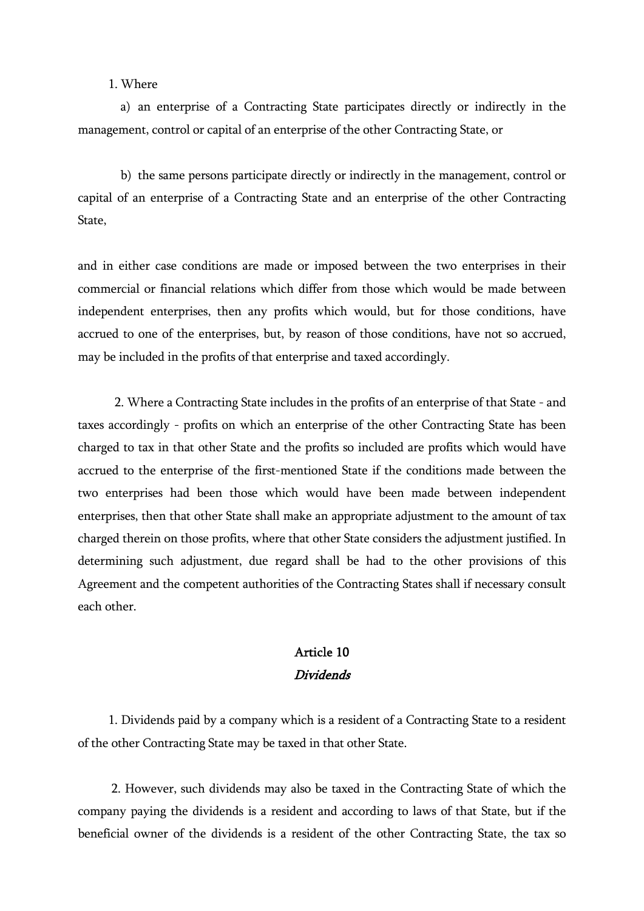1. Where

a) an enterprise of a Contracting State participates directly or indirectly in the management, control or capital of an enterprise of the other Contracting State, or

b) the same persons participate directly or indirectly in the management, control or capital of an enterprise of a Contracting State and an enterprise of the other Contracting State,

and in either case conditions are made or imposed between the two enterprises in their commercial or financial relations which differ from those which would be made between independent enterprises, then any profits which would, but for those conditions, have accrued to one of the enterprises, but, by reason of those conditions, have not so accrued, may be included in the profits of that enterprise and taxed accordingly.

2. Where a Contracting State includes in the profits of an enterprise of that State - and taxes accordingly - profits on which an enterprise of the other Contracting State has been charged to tax in that other State and the profits so included are profits which would have accrued to the enterprise of the first-mentioned State if the conditions made between the two enterprises had been those which would have been made between independent enterprises, then that other State shall make an appropriate adjustment to the amount of tax charged therein on those profits, where that other State considers the adjustment justified. In determining such adjustment, due regard shall be had to the other provisions of this Agreement and the competent authorities of the Contracting States shall if necessary consult each other.

## Article 10
### *Dividends*

1. Dividends paid by a company which is a resident of a Contracting State to a resident of the other Contracting State may be taxed in that other State.

2. However, such dividends may also be taxed in the Contracting State of which the company paying the dividends is a resident and according to laws of that State, but if the beneficial owner of the dividends is a resident of the other Contracting State, the tax so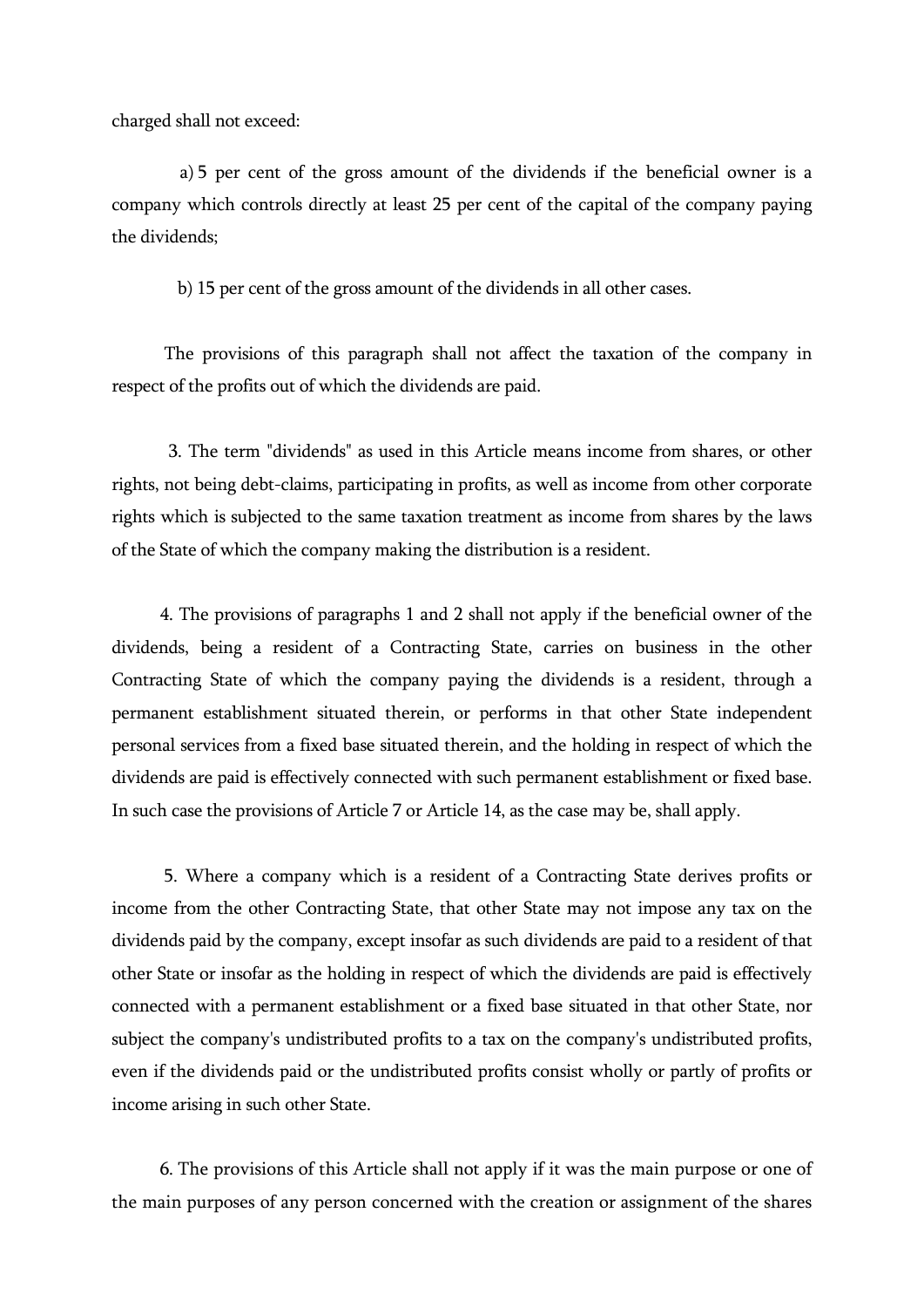charged shall not exceed:

a) 5 per cent of the gross amount of the dividends if the beneficial owner is a company which controls directly at least 25 per cent of the capital of the company paying the dividends;

b) 15 per cent of the gross amount of the dividends in all other cases.

The provisions of this paragraph shall not affect the taxation of the company in respect of the profits out of which the dividends are paid.

3. The term "dividends" as used in this Article means income from shares, or other rights, not being debt-claims, participating in profits, as well as income from other corporate rights which is subjected to the same taxation treatment as income from shares by the laws of the State of which the company making the distribution is a resident.

4. The provisions of paragraphs 1 and 2 shall not apply if the beneficial owner of the dividends, being a resident of a Contracting State, carries on business in the other Contracting State of which the company paying the dividends is a resident, through a permanent establishment situated therein, or performs in that other State independent personal services from a fixed base situated therein, and the holding in respect of which the dividends are paid is effectively connected with such permanent establishment or fixed base. In such case the provisions of Article 7 or Article 14, as the case may be, shall apply.

5. Where a company which is a resident of a Contracting State derives profits or income from the other Contracting State, that other State may not impose any tax on the dividends paid by the company, except insofar as such dividends are paid to a resident of that other State or insofar as the holding in respect of which the dividends are paid is effectively connected with a permanent establishment or a fixed base situated in that other State, nor subject the company's undistributed profits to a tax on the company's undistributed profits, even if the dividends paid or the undistributed profits consist wholly or partly of profits or income arising in such other State.

6. The provisions of this Article shall not apply if it was the main purpose or one of the main purposes of any person concerned with the creation or assignment of the shares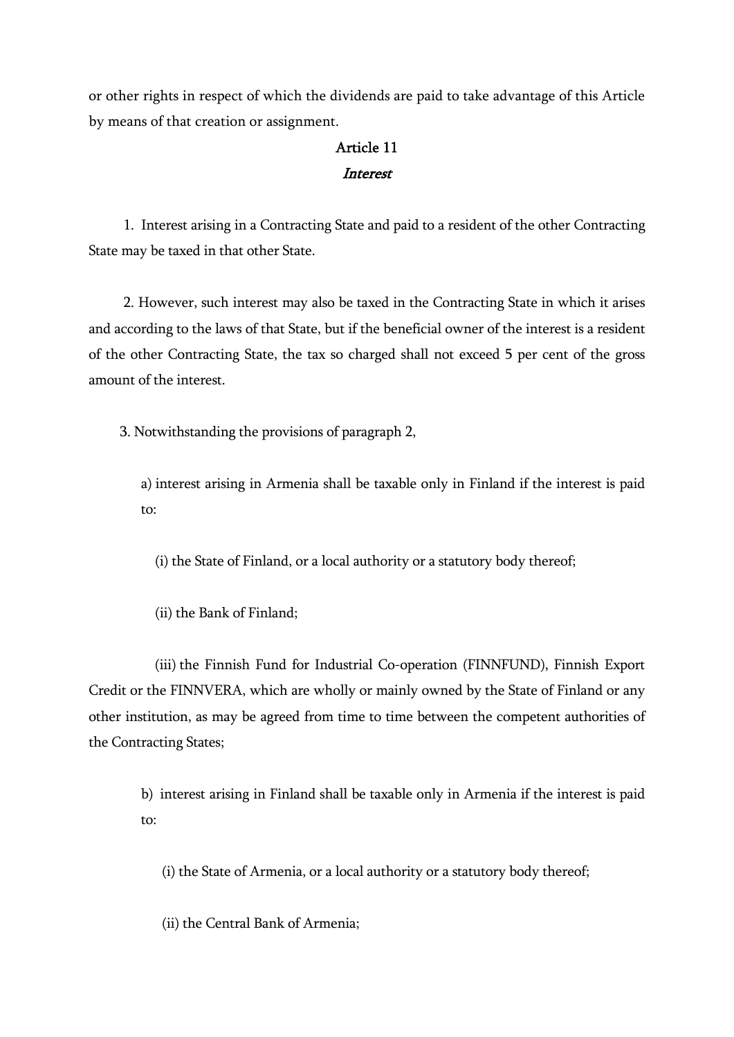or other rights in respect of which the dividends are paid to take advantage of this Article by means of that creation or assignment.

## Article 11

### *Interest*

1. Interest arising in a Contracting State and paid to a resident of the other Contracting State may be taxed in that other State.

2. However, such interest may also be taxed in the Contracting State in which it arises and according to the laws of that State, but if the beneficial owner of the interest is a resident of the other Contracting State, the tax so charged shall not exceed 5 per cent of the gross amount of the interest.

3. Notwithstanding the provisions of paragraph 2,

a) interest arising in Armenia shall be taxable only in Finland if the interest is paid to:

(i) the State of Finland, or a local authority or a statutory body thereof;

(ii) the Bank of Finland;

(iii) the Finnish Fund for Industrial Co-operation (FINNFUND), Finnish Export Credit or the FINNVERA, which are wholly or mainly owned by the State of Finland or any other institution, as may be agreed from time to time between the competent authorities of the Contracting States;

b) interest arising in Finland shall be taxable only in Armenia if the interest is paid to:

(i) the State of Armenia, or a local authority or a statutory body thereof;

(ii) the Central Bank of Armenia;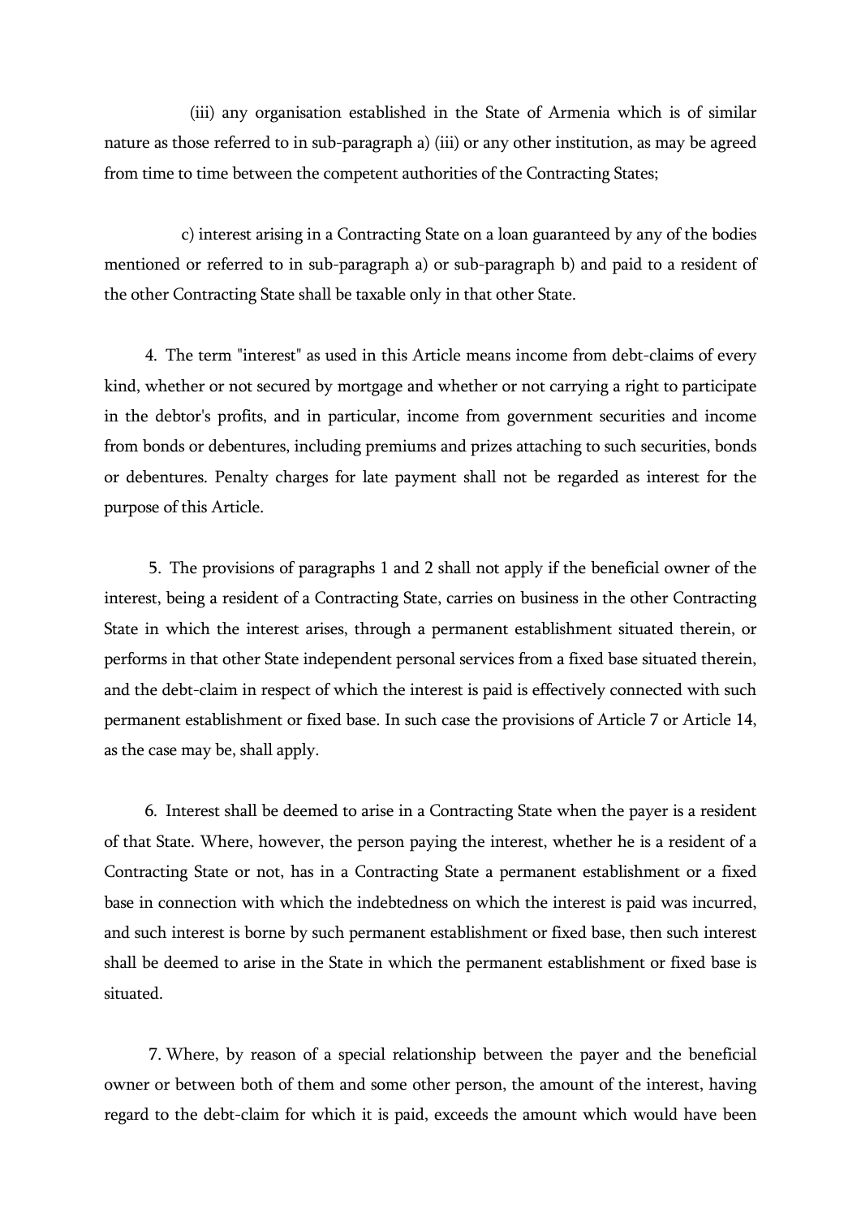(iii) any organisation established in the State of Armenia which is of similar nature as those referred to in sub-paragraph a) (iii) or any other institution, as may be agreed from time to time between the competent authorities of the Contracting States;

c) interest arising in a Contracting State on a loan guaranteed by any of the bodies mentioned or referred to in sub-paragraph a) or sub-paragraph b) and paid to a resident of the other Contracting State shall be taxable only in that other State.

4. The term "interest" as used in this Article means income from debt-claims of every kind, whether or not secured by mortgage and whether or not carrying a right to participate in the debtor's profits, and in particular, income from government securities and income from bonds or debentures, including premiums and prizes attaching to such securities, bonds or debentures. Penalty charges for late payment shall not be regarded as interest for the purpose of this Article.

5. The provisions of paragraphs 1 and 2 shall not apply if the beneficial owner of the interest, being a resident of a Contracting State, carries on business in the other Contracting State in which the interest arises, through a permanent establishment situated therein, or performs in that other State independent personal services from a fixed base situated therein, and the debt-claim in respect of which the interest is paid is effectively connected with such permanent establishment or fixed base. In such case the provisions of Article 7 or Article 14, as the case may be, shall apply.

6. Interest shall be deemed to arise in a Contracting State when the payer is a resident of that State. Where, however, the person paying the interest, whether he is a resident of a Contracting State or not, has in a Contracting State a permanent establishment or a fixed base in connection with which the indebtedness on which the interest is paid was incurred, and such interest is borne by such permanent establishment or fixed base, then such interest shall be deemed to arise in the State in which the permanent establishment or fixed base is situated.

7. Where, by reason of a special relationship between the payer and the beneficial owner or between both of them and some other person, the amount of the interest, having regard to the debt-claim for which it is paid, exceeds the amount which would have been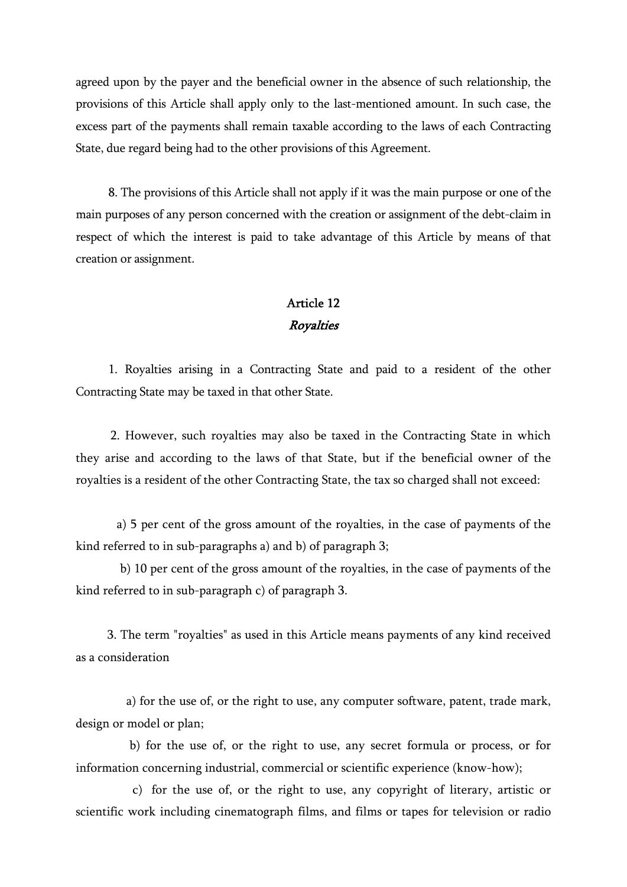agreed upon by the payer and the beneficial owner in the absence of such relationship, the provisions of this Article shall apply only to the last-mentioned amount. In such case, the excess part of the payments shall remain taxable according to the laws of each Contracting State, due regard being had to the other provisions of this Agreement.

8. The provisions of this Article shall not apply if it was the main purpose or one of the main purposes of any person concerned with the creation or assignment of the debt-claim in respect of which the interest is paid to take advantage of this Article by means of that creation or assignment.

## Article 12
### *Royalties*

1. Royalties arising in a Contracting State and paid to a resident of the other Contracting State may be taxed in that other State.

2. However, such royalties may also be taxed in the Contracting State in which they arise and according to the laws of that State, but if the beneficial owner of the royalties is a resident of the other Contracting State, the tax so charged shall not exceed:

a) 5 per cent of the gross amount of the royalties, in the case of payments of the kind referred to in sub-paragraphs a) and b) of paragraph 3;

b) 10 per cent of the gross amount of the royalties, in the case of payments of the kind referred to in sub-paragraph c) of paragraph 3.

3. The term "royalties" as used in this Article means payments of any kind received as a consideration

a) for the use of, or the right to use, any computer software, patent, trade mark, design or model or plan;

b) for the use of, or the right to use, any secret formula or process, or for information concerning industrial, commercial or scientific experience (know-how);

c) for the use of, or the right to use, any copyright of literary, artistic or scientific work including cinematograph films, and films or tapes for television or radio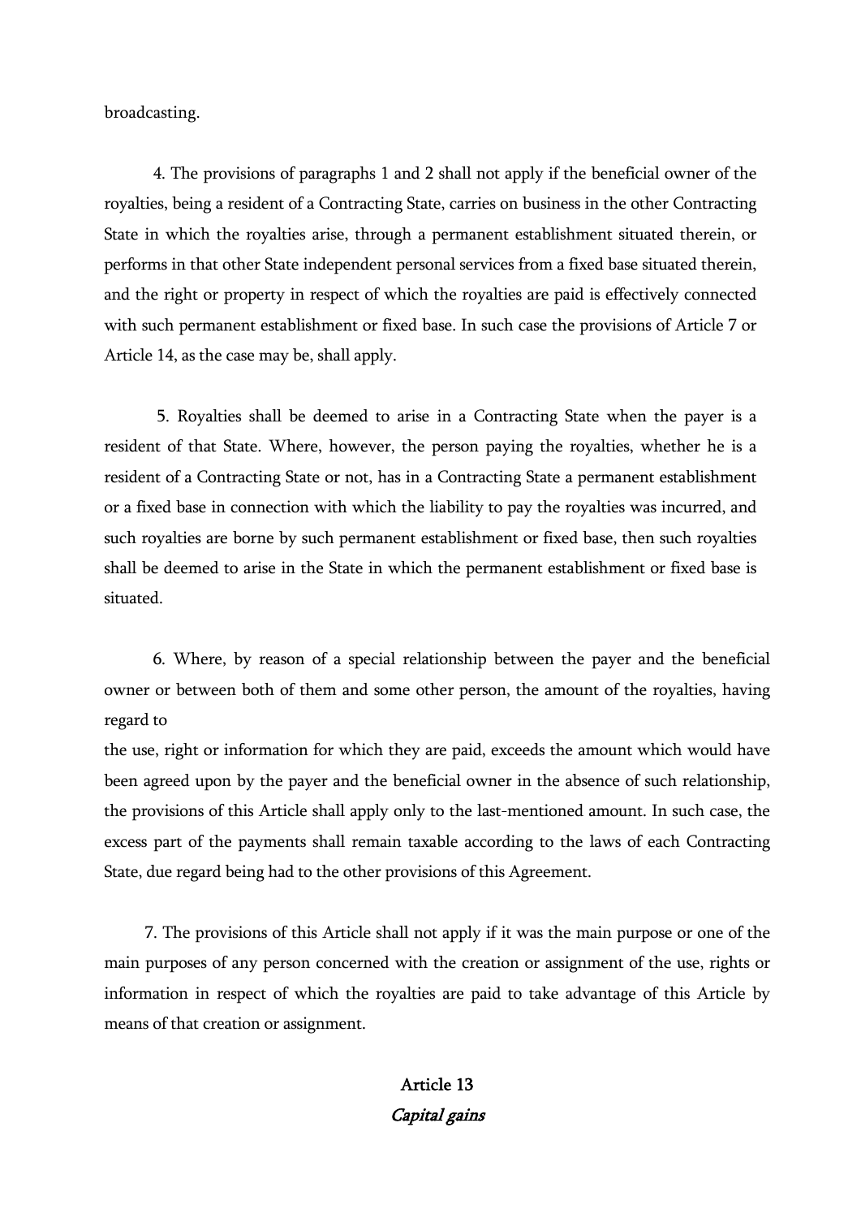broadcasting.

4. The provisions of paragraphs 1 and 2 shall not apply if the beneficial owner of the royalties, being a resident of a Contracting State, carries on business in the other Contracting State in which the royalties arise, through a permanent establishment situated therein, or performs in that other State independent personal services from a fixed base situated therein, and the right or property in respect of which the royalties are paid is effectively connected with such permanent establishment or fixed base. In such case the provisions of Article 7 or Article 14, as the case may be, shall apply.

5. Royalties shall be deemed to arise in a Contracting State when the payer is a resident of that State. Where, however, the person paying the royalties, whether he is a resident of a Contracting State or not, has in a Contracting State a permanent establishment or a fixed base in connection with which the liability to pay the royalties was incurred, and such royalties are borne by such permanent establishment or fixed base, then such royalties shall be deemed to arise in the State in which the permanent establishment or fixed base is situated.

6. Where, by reason of a special relationship between the payer and the beneficial owner or between both of them and some other person, the amount of the royalties, having regard to the use, right or information for which they are paid, exceeds the amount which would have been agreed upon by the payer and the beneficial owner in the absence of such relationship, the provisions of this Article shall apply only to the last-mentioned amount. In such case, the excess part of the payments shall remain taxable according to the laws of each Contracting State, due regard being had to the other provisions of this Agreement.

7. The provisions of this Article shall not apply if it was the main purpose or one of the main purposes of any person concerned with the creation or assignment of the use, rights or information in respect of which the royalties are paid to take advantage of this Article by means of that creation or assignment.

## Article 13
### *Capital gains*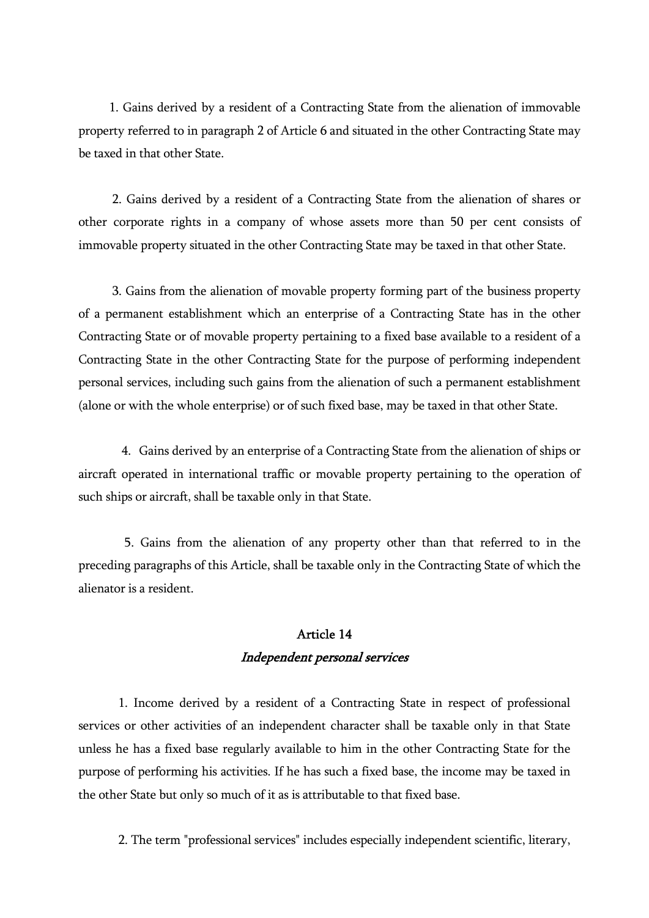1. Gains derived by a resident of a Contracting State from the alienation of immovable property referred to in paragraph 2 of Article 6 and situated in the other Contracting State may be taxed in that other State.

2. Gains derived by a resident of a Contracting State from the alienation of shares or other corporate rights in a company of whose assets more than 50 per cent consists of immovable property situated in the other Contracting State may be taxed in that other State.

3. Gains from the alienation of movable property forming part of the business property of a permanent establishment which an enterprise of a Contracting State has in the other Contracting State or of movable property pertaining to a fixed base available to a resident of a Contracting State in the other Contracting State for the purpose of performing independent personal services, including such gains from the alienation of such a permanent establishment (alone or with the whole enterprise) or of such fixed base, may be taxed in that other State.

4. Gains derived by an enterprise of a Contracting State from the alienation of ships or aircraft operated in international traffic or movable property pertaining to the operation of such ships or aircraft, shall be taxable only in that State.

5. Gains from the alienation of any property other than that referred to in the preceding paragraphs of this Article, shall be taxable only in the Contracting State of which the alienator is a resident.

## Article 14
### *Independent personal services*

1. Income derived by a resident of a Contracting State in respect of professional services or other activities of an independent character shall be taxable only in that State unless he has a fixed base regularly available to him in the other Contracting State for the purpose of performing his activities. If he has such a fixed base, the income may be taxed in the other State but only so much of it as is attributable to that fixed base.

2. The term "professional services" includes especially independent scientific, literary,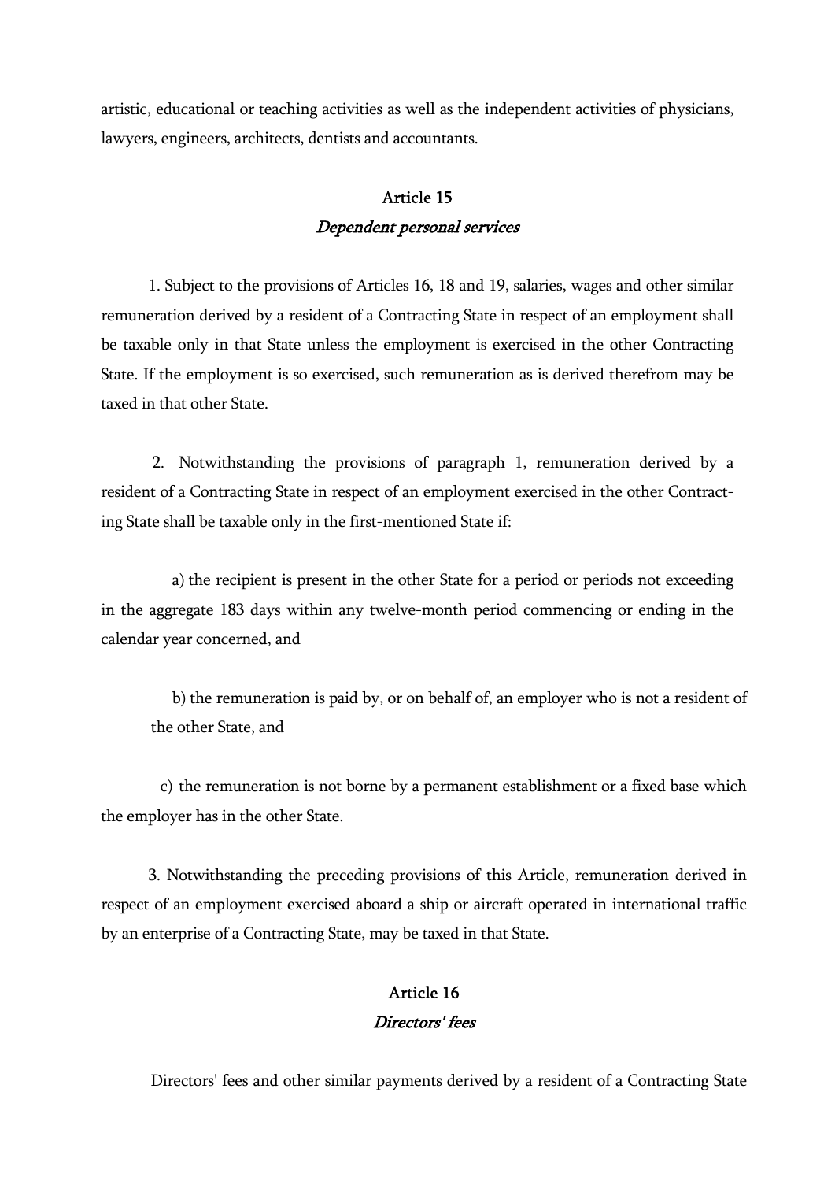artistic, educational or teaching activities as well as the independent activities of physicians, lawyers, engineers, architects, dentists and accountants.

## Article 15
### *Dependent personal services*

1. Subject to the provisions of Articles 16, 18 and 19, salaries, wages and other similar remuneration derived by a resident of a Contracting State in respect of an employment shall be taxable only in that State unless the employment is exercised in the other Contracting State. If the employment is so exercised, such remuneration as is derived therefrom may be taxed in that other State.

2. Notwithstanding the provisions of paragraph 1, remuneration derived by a resident of a Contracting State in respect of an employment exercised in the other Contracting State shall be taxable only in the first-mentioned State if:

a) the recipient is present in the other State for a period or periods not exceeding in the aggregate 183 days within any twelve-month period commencing or ending in the calendar year concerned, and

b) the remuneration is paid by, or on behalf of, an employer who is not a resident of the other State, and

c) the remuneration is not borne by a permanent establishment or a fixed base which the employer has in the other State.

3. Notwithstanding the preceding provisions of this Article, remuneration derived in respect of an employment exercised aboard a ship or aircraft operated in international traffic by an enterprise of a Contracting State, may be taxed in that State.

## Article 16
### *Directors' fees*

Directors' fees and other similar payments derived by a resident of a Contracting State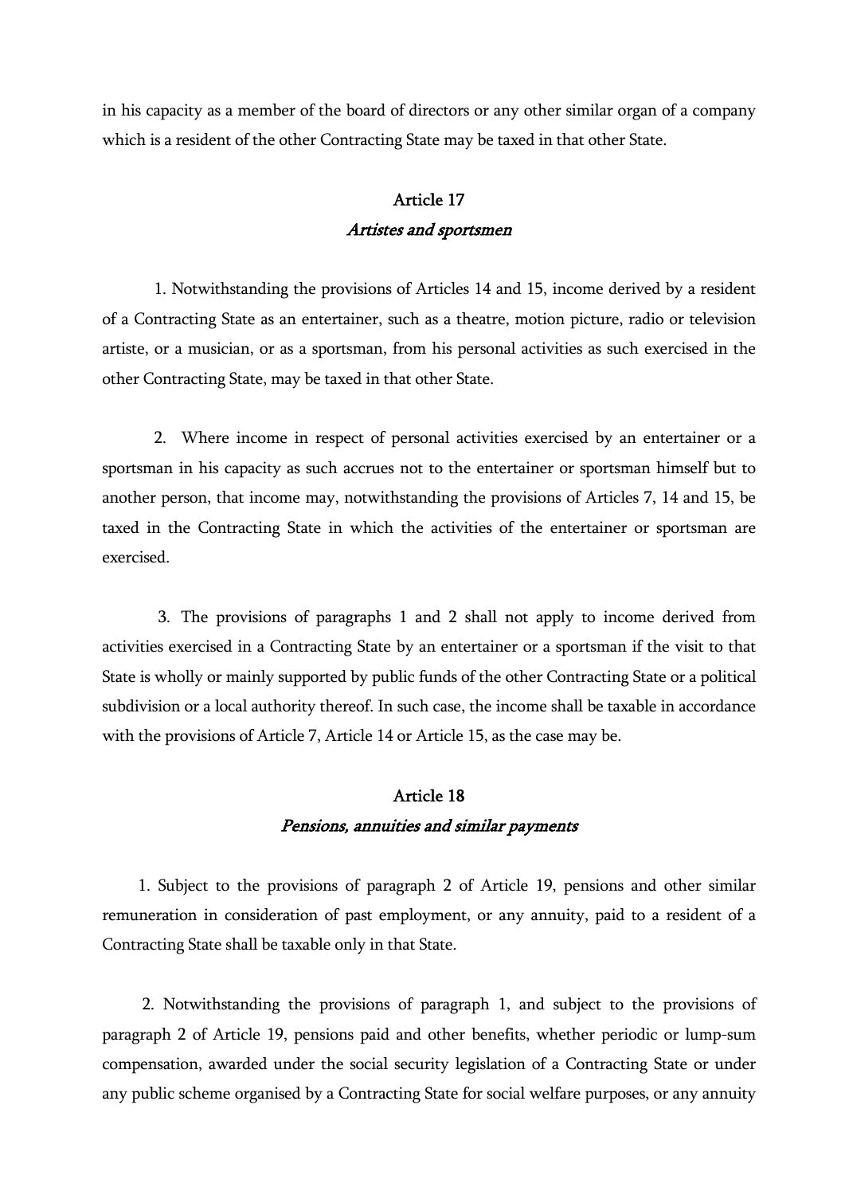in his capacity as a member of the board of directors or any other similar organ of a company which is a resident of the other Contracting State may be taxed in that other State.

## Article 17

### *Artistes and sportsmen*

1. Notwithstanding the provisions of Articles 14 and 15, income derived by a resident of a Contracting State as an entertainer, such as a theatre, motion picture, radio or television artiste, or a musician, or as a sportsman, from his personal activities as such exercised in the other Contracting State, may be taxed in that other State.

2. Where income in respect of personal activities exercised by an entertainer or a sportsman in his capacity as such accrues not to the entertainer or sportsman himself but to another person, that income may, notwithstanding the provisions of Articles 7, 14 and 15, be taxed in the Contracting State in which the activities of the entertainer or sportsman are exercised.

3. The provisions of paragraphs 1 and 2 shall not apply to income derived from activities exercised in a Contracting State by an entertainer or a sportsman if the visit to that State is wholly or mainly supported by public funds of the other Contracting State or a political subdivision or a local authority thereof. In such case, the income shall be taxable in accordance with the provisions of Article 7, Article 14 or Article 15, as the case may be.

## Article 18

### *Pensions, annuities and similar payments*

1. Subject to the provisions of paragraph 2 of Article 19, pensions and other similar remuneration in consideration of past employment, or any annuity, paid to a resident of a Contracting State shall be taxable only in that State.

2. Notwithstanding the provisions of paragraph 1, and subject to the provisions of paragraph 2 of Article 19, pensions paid and other benefits, whether periodic or lump-sum compensation, awarded under the social security legislation of a Contracting State or under any public scheme organised by a Contracting State for social welfare purposes, or any annuity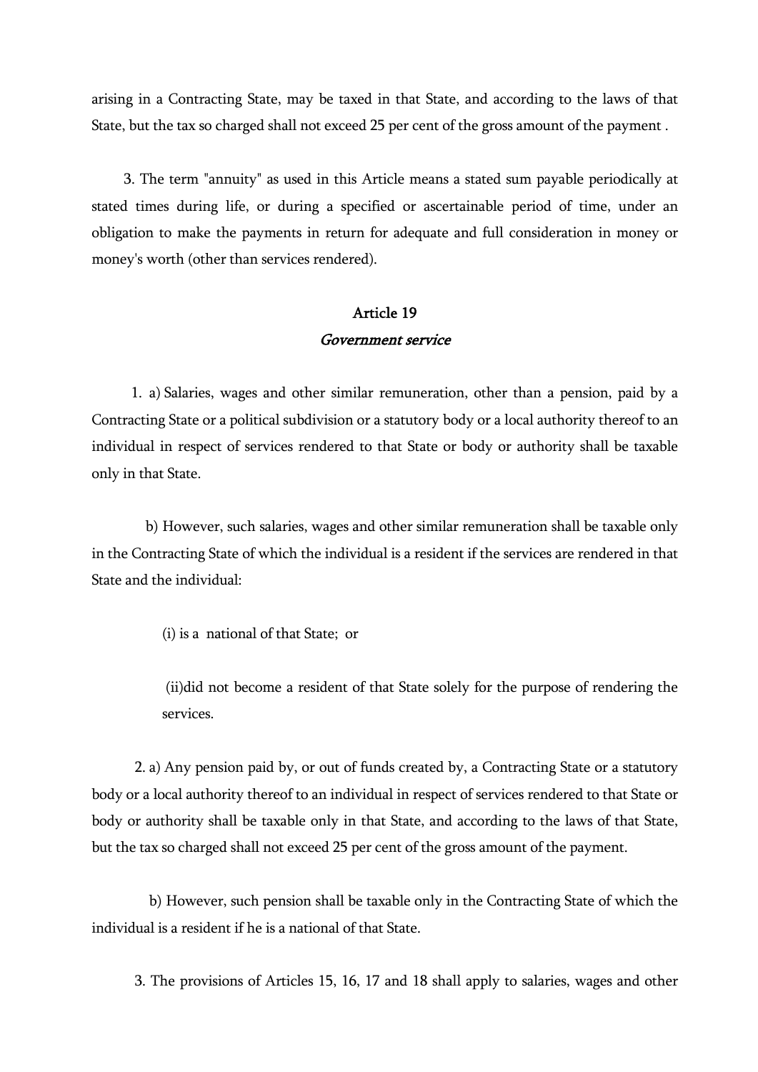arising in a Contracting State, may be taxed in that State, and according to the laws of that State, but the tax so charged shall not exceed 25 per cent of the gross amount of the payment .

3. The term "annuity" as used in this Article means a stated sum payable periodically at stated times during life, or during a specified or ascertainable period of time, under an obligation to make the payments in return for adequate and full consideration in money or money's worth (other than services rendered).

## Article 19
### *Government service*

1. a) Salaries, wages and other similar remuneration, other than a pension, paid by a Contracting State or a political subdivision or a statutory body or a local authority thereof to an individual in respect of services rendered to that State or body or authority shall be taxable only in that State.

b) However, such salaries, wages and other similar remuneration shall be taxable only in the Contracting State of which the individual is a resident if the services are rendered in that State and the individual:

(i) is a national of that State; or

(ii)did not become a resident of that State solely for the purpose of rendering the services.

2. a) Any pension paid by, or out of funds created by, a Contracting State or a statutory body or a local authority thereof to an individual in respect of services rendered to that State or body or authority shall be taxable only in that State, and according to the laws of that State, but the tax so charged shall not exceed 25 per cent of the gross amount of the payment.

b) However, such pension shall be taxable only in the Contracting State of which the individual is a resident if he is a national of that State.

3. The provisions of Articles 15, 16, 17 and 18 shall apply to salaries, wages and other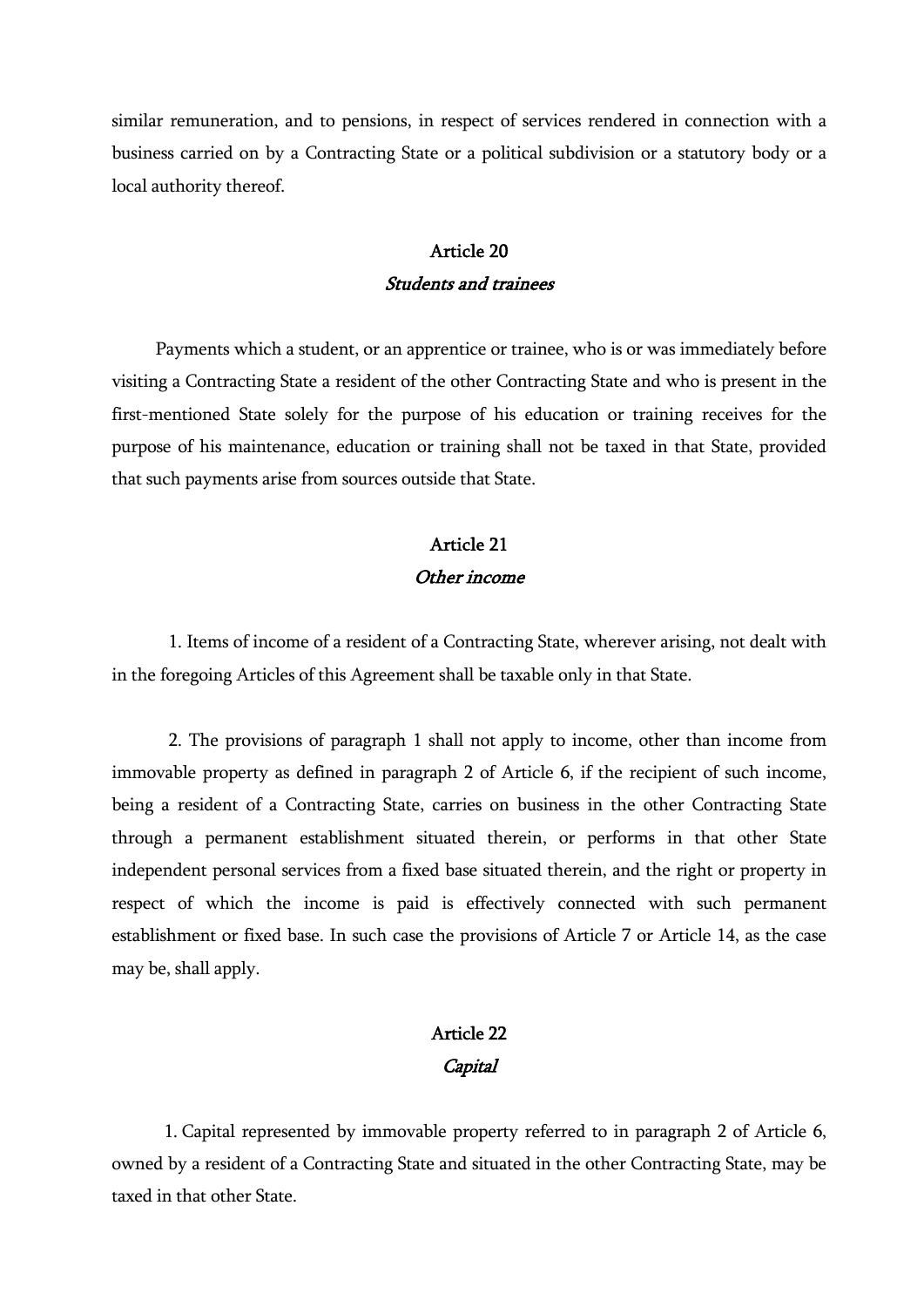similar remuneration, and to pensions, in respect of services rendered in connection with a business carried on by a Contracting State or a political subdivision or a statutory body or a local authority thereof.

## Article 20
### *Students and trainees*

Payments which a student, or an apprentice or trainee, who is or was immediately before visiting a Contracting State a resident of the other Contracting State and who is present in the first-mentioned State solely for the purpose of his education or training receives for the purpose of his maintenance, education or training shall not be taxed in that State, provided that such payments arise from sources outside that State.

## Article 21
### *Other income*

1. Items of income of a resident of a Contracting State, wherever arising, not dealt with in the foregoing Articles of this Agreement shall be taxable only in that State.

2. The provisions of paragraph 1 shall not apply to income, other than income from immovable property as defined in paragraph 2 of Article 6, if the recipient of such income, being a resident of a Contracting State, carries on business in the other Contracting State through a permanent establishment situated therein, or performs in that other State independent personal services from a fixed base situated therein, and the right or property in respect of which the income is paid is effectively connected with such permanent establishment or fixed base. In such case the provisions of Article 7 or Article 14, as the case may be, shall apply.

## Article 22
### *Capital*

1. Capital represented by immovable property referred to in paragraph 2 of Article 6, owned by a resident of a Contracting State and situated in the other Contracting State, may be taxed in that other State.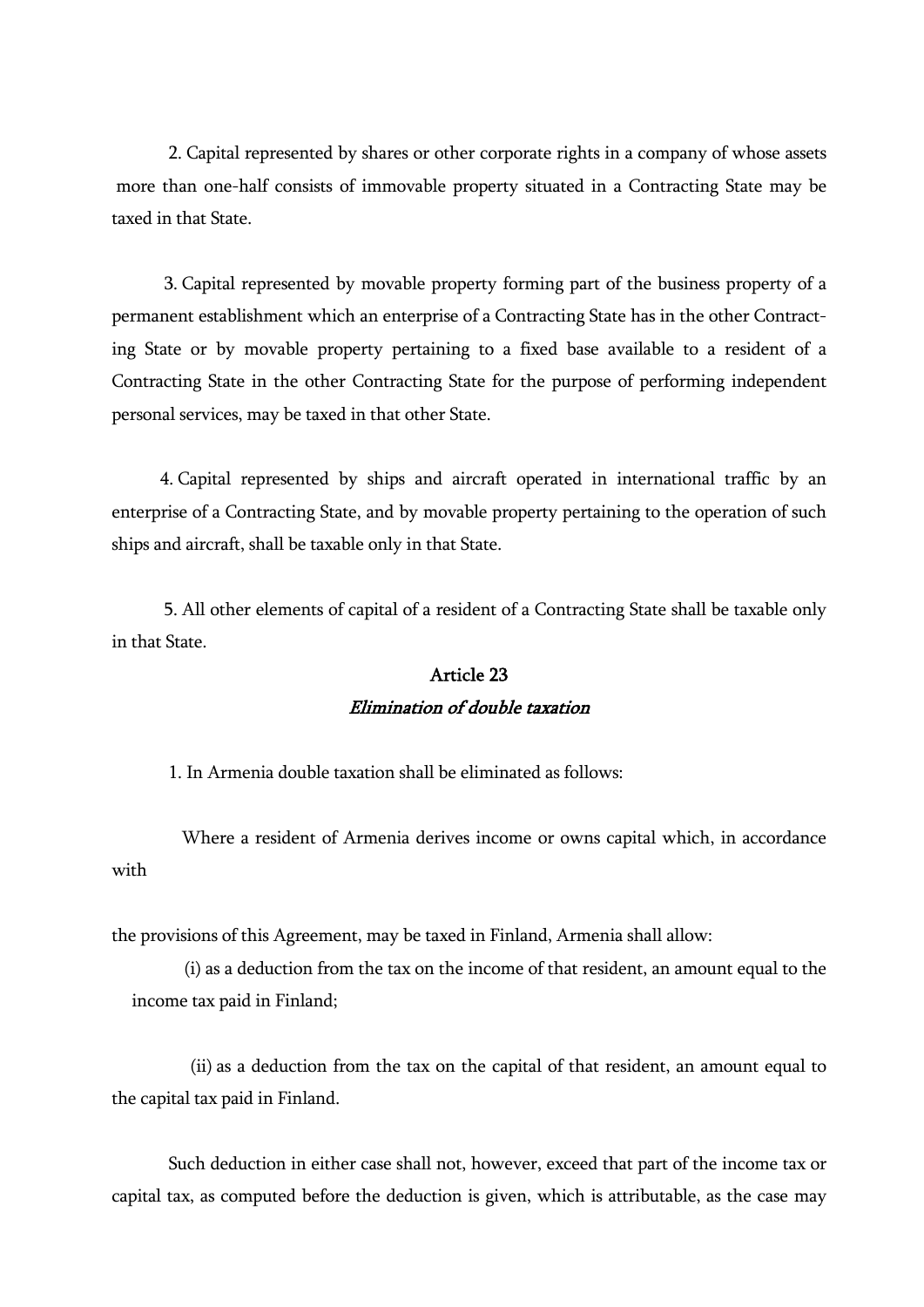2. Capital represented by shares or other corporate rights in a company of whose assets more than one-half consists of immovable property situated in a Contracting State may be taxed in that State.

3. Capital represented by movable property forming part of the business property of a permanent establishment which an enterprise of a Contracting State has in the other Contracting State or by movable property pertaining to a fixed base available to a resident of a Contracting State in the other Contracting State for the purpose of performing independent personal services, may be taxed in that other State.

4. Capital represented by ships and aircraft operated in international traffic by an enterprise of a Contracting State, and by movable property pertaining to the operation of such ships and aircraft, shall be taxable only in that State.

5. All other elements of capital of a resident of a Contracting State shall be taxable only in that State.

## Article 23

### *Elimination of double taxation*

1. In Armenia double taxation shall be eliminated as follows:

Where a resident of Armenia derives income or owns capital which, in accordance with the provisions of this Agreement, may be taxed in Finland, Armenia shall allow:

(i) as a deduction from the tax on the income of that resident, an amount equal to the income tax paid in Finland;

(ii) as a deduction from the tax on the capital of that resident, an amount equal to the capital tax paid in Finland.

Such deduction in either case shall not, however, exceed that part of the income tax or capital tax, as computed before the deduction is given, which is attributable, as the case may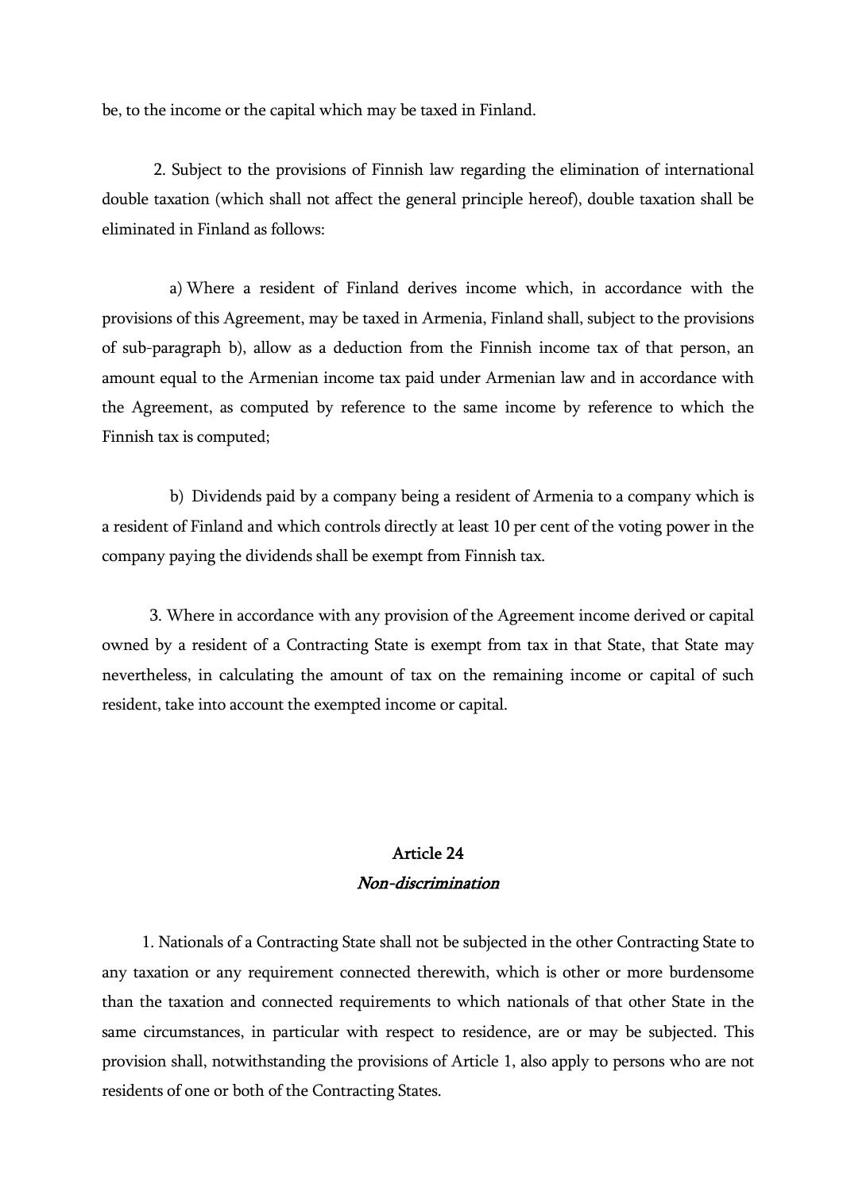be, to the income or the capital which may be taxed in Finland.

2. Subject to the provisions of Finnish law regarding the elimination of international double taxation (which shall not affect the general principle hereof), double taxation shall be eliminated in Finland as follows:

a) Where a resident of Finland derives income which, in accordance with the provisions of this Agreement, may be taxed in Armenia, Finland shall, subject to the provisions of sub-paragraph b), allow as a deduction from the Finnish income tax of that person, an amount equal to the Armenian income tax paid under Armenian law and in accordance with the Agreement, as computed by reference to the same income by reference to which the Finnish tax is computed;

b) Dividends paid by a company being a resident of Armenia to a company which is a resident of Finland and which controls directly at least 10 per cent of the voting power in the company paying the dividends shall be exempt from Finnish tax.

3. Where in accordance with any provision of the Agreement income derived or capital owned by a resident of a Contracting State is exempt from tax in that State, that State may nevertheless, in calculating the amount of tax on the remaining income or capital of such resident, take into account the exempted income or capital.

## Article 24
### *Non-discrimination*

1. Nationals of a Contracting State shall not be subjected in the other Contracting State to any taxation or any requirement connected therewith, which is other or more burdensome than the taxation and connected requirements to which nationals of that other State in the same circumstances, in particular with respect to residence, are or may be subjected. This provision shall, notwithstanding the provisions of Article 1, also apply to persons who are not residents of one or both of the Contracting States.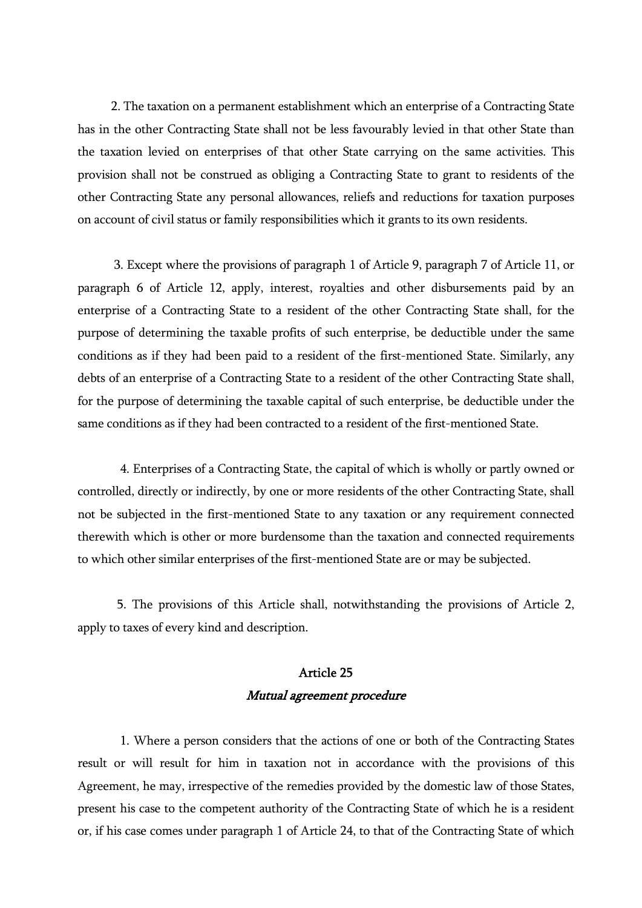2. The taxation on a permanent establishment which an enterprise of a Contracting State has in the other Contracting State shall not be less favourably levied in that other State than the taxation levied on enterprises of that other State carrying on the same activities. This provision shall not be construed as obliging a Contracting State to grant to residents of the other Contracting State any personal allowances, reliefs and reductions for taxation purposes on account of civil status or family responsibilities which it grants to its own residents.

3. Except where the provisions of paragraph 1 of Article 9, paragraph 7 of Article 11, or paragraph 6 of Article 12, apply, interest, royalties and other disbursements paid by an enterprise of a Contracting State to a resident of the other Contracting State shall, for the purpose of determining the taxable profits of such enterprise, be deductible under the same conditions as if they had been paid to a resident of the first-mentioned State. Similarly, any debts of an enterprise of a Contracting State to a resident of the other Contracting State shall, for the purpose of determining the taxable capital of such enterprise, be deductible under the same conditions as if they had been contracted to a resident of the first-mentioned State.

4. Enterprises of a Contracting State, the capital of which is wholly or partly owned or controlled, directly or indirectly, by one or more residents of the other Contracting State, shall not be subjected in the first-mentioned State to any taxation or any requirement connected therewith which is other or more burdensome than the taxation and connected requirements to which other similar enterprises of the first-mentioned State are or may be subjected.

5. The provisions of this Article shall, notwithstanding the provisions of Article 2, apply to taxes of every kind and description.

## Article 25
### *Mutual agreement procedure*

1. Where a person considers that the actions of one or both of the Contracting States result or will result for him in taxation not in accordance with the provisions of this Agreement, he may, irrespective of the remedies provided by the domestic law of those States, present his case to the competent authority of the Contracting State of which he is a resident or, if his case comes under paragraph 1 of Article 24, to that of the Contracting State of which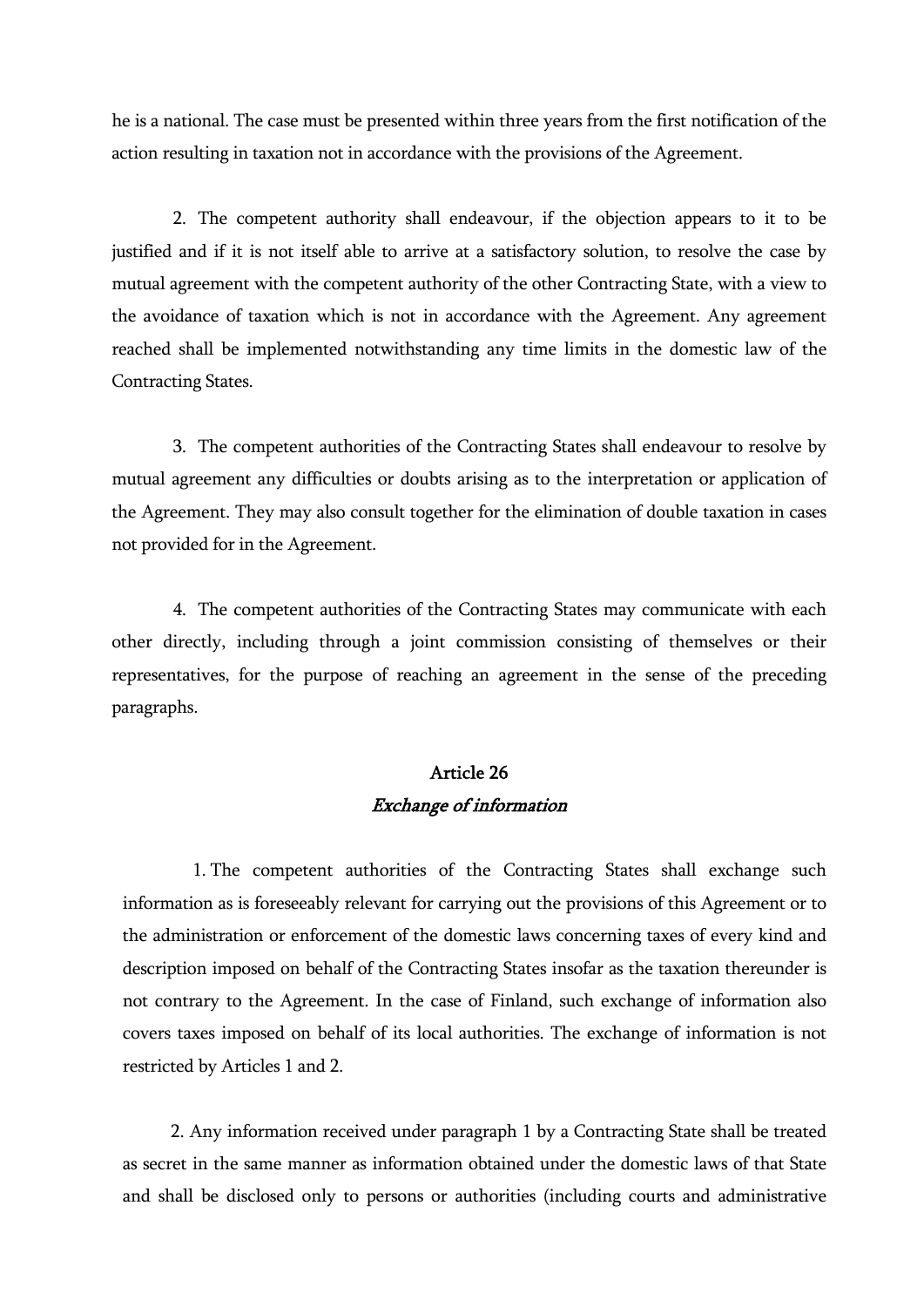he is a national. The case must be presented within three years from the first notification of the action resulting in taxation not in accordance with the provisions of the Agreement.

2. The competent authority shall endeavour, if the objection appears to it to be justified and if it is not itself able to arrive at a satisfactory solution, to resolve the case by mutual agreement with the competent authority of the other Contracting State, with a view to the avoidance of taxation which is not in accordance with the Agreement. Any agreement reached shall be implemented notwithstanding any time limits in the domestic law of the Contracting States.

3. The competent authorities of the Contracting States shall endeavour to resolve by mutual agreement any difficulties or doubts arising as to the interpretation or application of the Agreement. They may also consult together for the elimination of double taxation in cases not provided for in the Agreement.

4. The competent authorities of the Contracting States may communicate with each other directly, including through a joint commission consisting of themselves or their representatives, for the purpose of reaching an agreement in the sense of the preceding paragraphs.

## Article 26
### *Exchange of information*

1. The competent authorities of the Contracting States shall exchange such information as is foreseeably relevant for carrying out the provisions of this Agreement or to the administration or enforcement of the domestic laws concerning taxes of every kind and description imposed on behalf of the Contracting States insofar as the taxation thereunder is not contrary to the Agreement. In the case of Finland, such exchange of information also covers taxes imposed on behalf of its local authorities. The exchange of information is not restricted by Articles 1 and 2.

2. Any information received under paragraph 1 by a Contracting State shall be treated as secret in the same manner as information obtained under the domestic laws of that State and shall be disclosed only to persons or authorities (including courts and administrative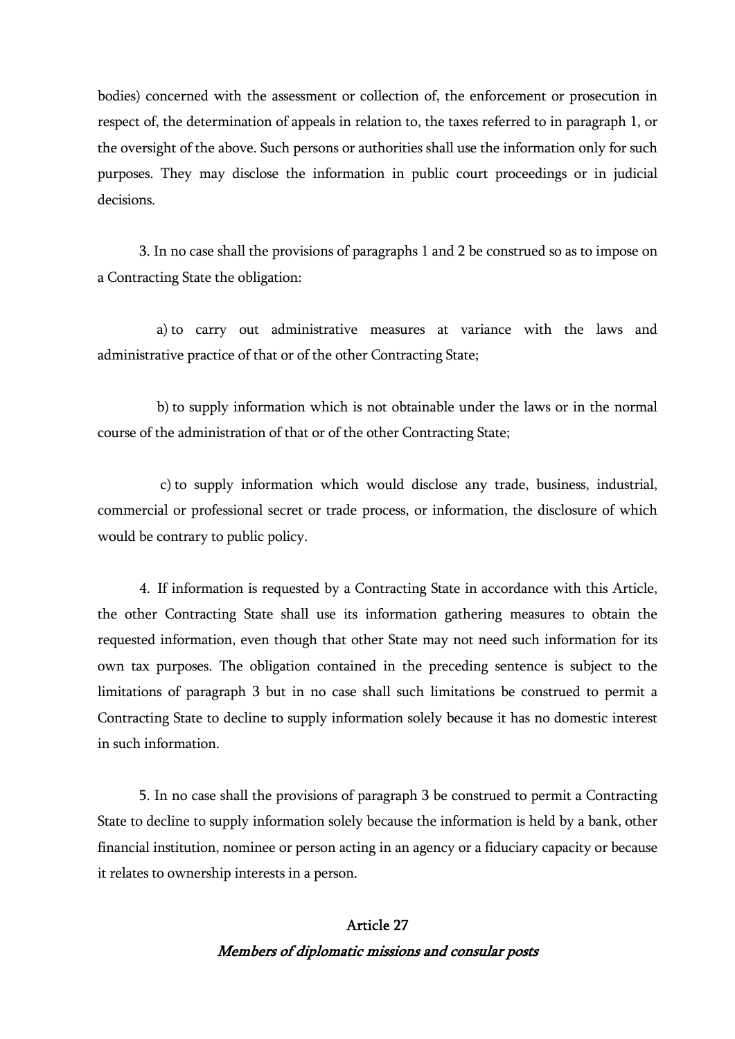bodies) concerned with the assessment or collection of, the enforcement or prosecution in respect of, the determination of appeals in relation to, the taxes referred to in paragraph 1, or the oversight of the above. Such persons or authorities shall use the information only for such purposes. They may disclose the information in public court proceedings or in judicial decisions.

3. In no case shall the provisions of paragraphs 1 and 2 be construed so as to impose on a Contracting State the obligation:

a) to carry out administrative measures at variance with the laws and administrative practice of that or of the other Contracting State;

b) to supply information which is not obtainable under the laws or in the normal course of the administration of that or of the other Contracting State;

c) to supply information which would disclose any trade, business, industrial, commercial or professional secret or trade process, or information, the disclosure of which would be contrary to public policy.

4. If information is requested by a Contracting State in accordance with this Article, the other Contracting State shall use its information gathering measures to obtain the requested information, even though that other State may not need such information for its own tax purposes. The obligation contained in the preceding sentence is subject to the limitations of paragraph 3 but in no case shall such limitations be construed to permit a Contracting State to decline to supply information solely because it has no domestic interest in such information.

5. In no case shall the provisions of paragraph 3 be construed to permit a Contracting State to decline to supply information solely because the information is held by a bank, other financial institution, nominee or person acting in an agency or a fiduciary capacity or because it relates to ownership interests in a person.

## Article 27

### *Members of diplomatic missions and consular posts*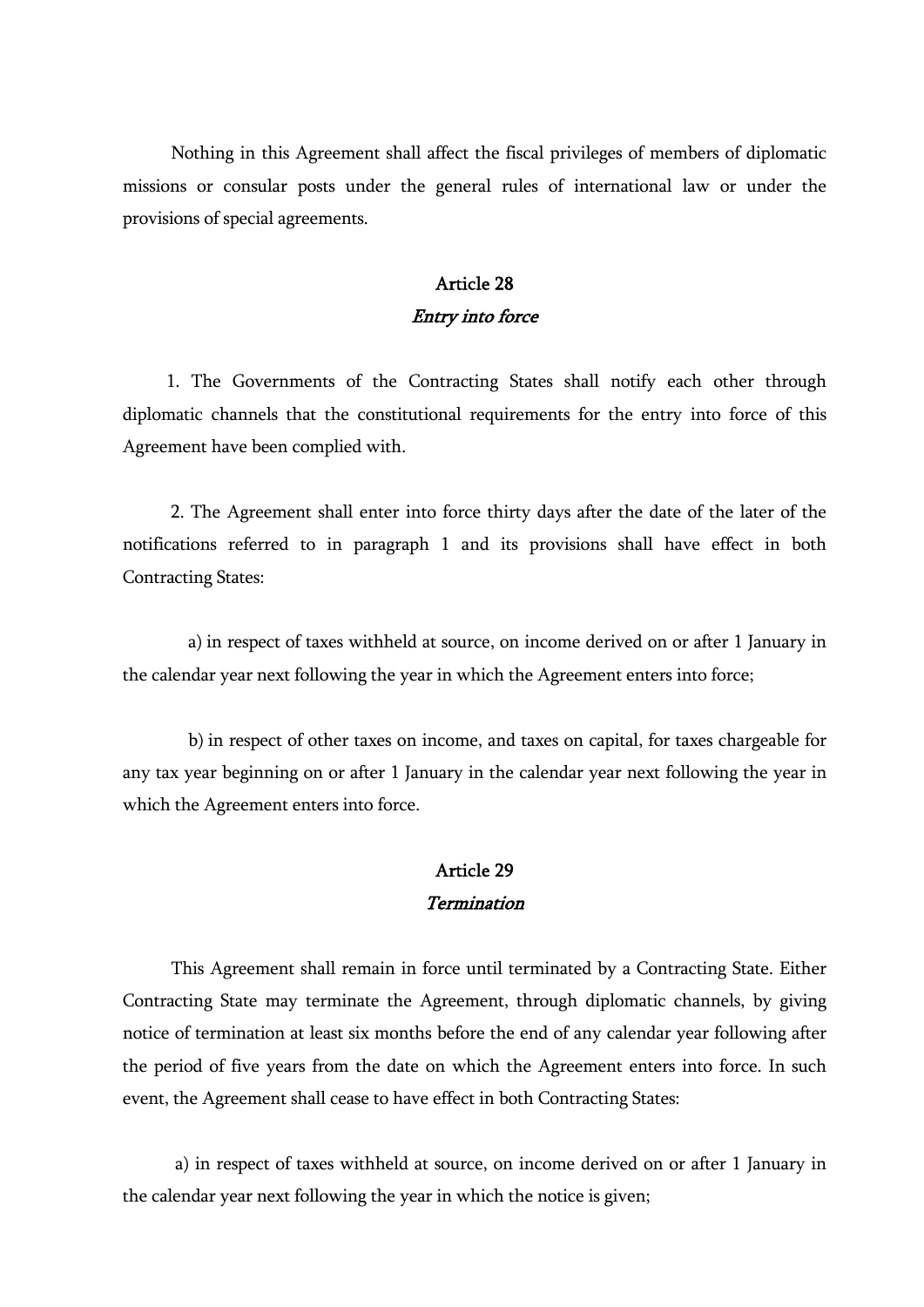Nothing in this Agreement shall affect the fiscal privileges of members of diplomatic missions or consular posts under the general rules of international law or under the provisions of special agreements.

## Article 28
### *Entry into force*

1. The Governments of the Contracting States shall notify each other through diplomatic channels that the constitutional requirements for the entry into force of this Agreement have been complied with.

2. The Agreement shall enter into force thirty days after the date of the later of the notifications referred to in paragraph 1 and its provisions shall have effect in both Contracting States:

a) in respect of taxes withheld at source, on income derived on or after 1 January in the calendar year next following the year in which the Agreement enters into force;

b) in respect of other taxes on income, and taxes on capital, for taxes chargeable for any tax year beginning on or after 1 January in the calendar year next following the year in which the Agreement enters into force.

## Article 29
### *Termination*

This Agreement shall remain in force until terminated by a Contracting State. Either Contracting State may terminate the Agreement, through diplomatic channels, by giving notice of termination at least six months before the end of any calendar year following after the period of five years from the date on which the Agreement enters into force. In such event, the Agreement shall cease to have effect in both Contracting States:

a) in respect of taxes withheld at source, on income derived on or after 1 January in the calendar year next following the year in which the notice is given;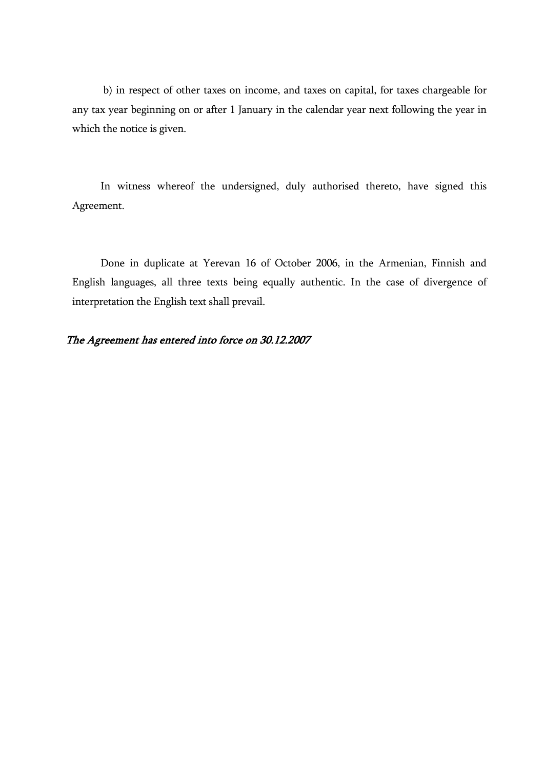b) in respect of other taxes on income, and taxes on capital, for taxes chargeable for any tax year beginning on or after 1 January in the calendar year next following the year in which the notice is given.

In witness whereof the undersigned, duly authorised thereto, have signed this Agreement.

Done in duplicate at Yerevan 16 of October 2006, in the Armenian, Finnish and English languages, all three texts being equally authentic. In the case of divergence of interpretation the English text shall prevail.

*The Agreement has entered into force on 30.12.2007*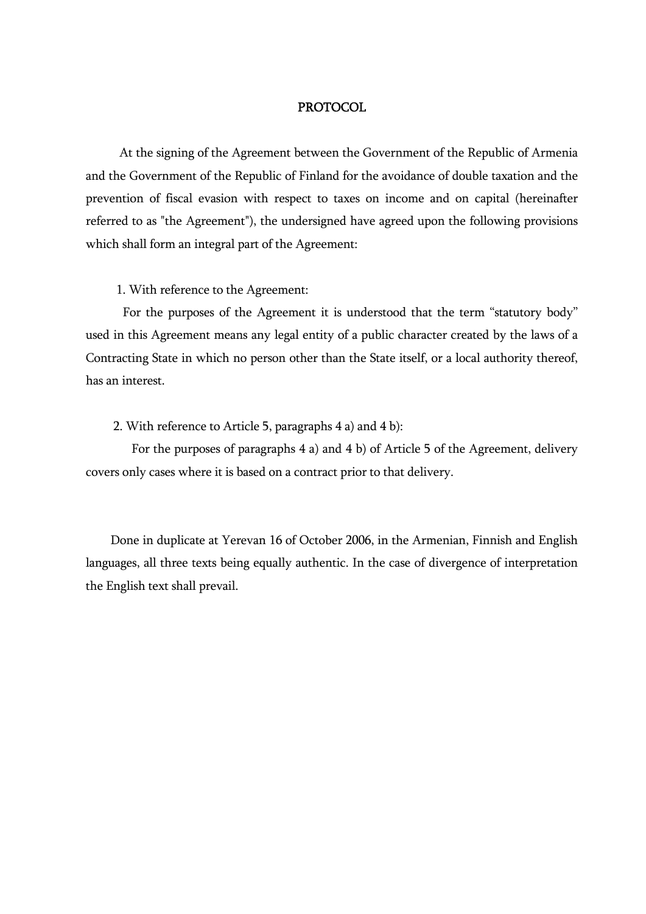# PROTOCOL

At the signing of the Agreement between the Government of the Republic of Armenia and the Government of the Republic of Finland for the avoidance of double taxation and the prevention of fiscal evasion with respect to taxes on income and on capital (hereinafter referred to as "the Agreement"), the undersigned have agreed upon the following provisions which shall form an integral part of the Agreement:

1. With reference to the Agreement:

For the purposes of the Agreement it is understood that the term “statutory body” used in this Agreement means any legal entity of a public character created by the laws of a Contracting State in which no person other than the State itself, or a local authority thereof, has an interest.

2. With reference to Article 5, paragraphs 4 a) and 4 b):

For the purposes of paragraphs 4 a) and 4 b) of Article 5 of the Agreement, delivery covers only cases where it is based on a contract prior to that delivery.

Done in duplicate at Yerevan 16 of October 2006, in the Armenian, Finnish and English languages, all three texts being equally authentic. In the case of divergence of interpretation the English text shall prevail.